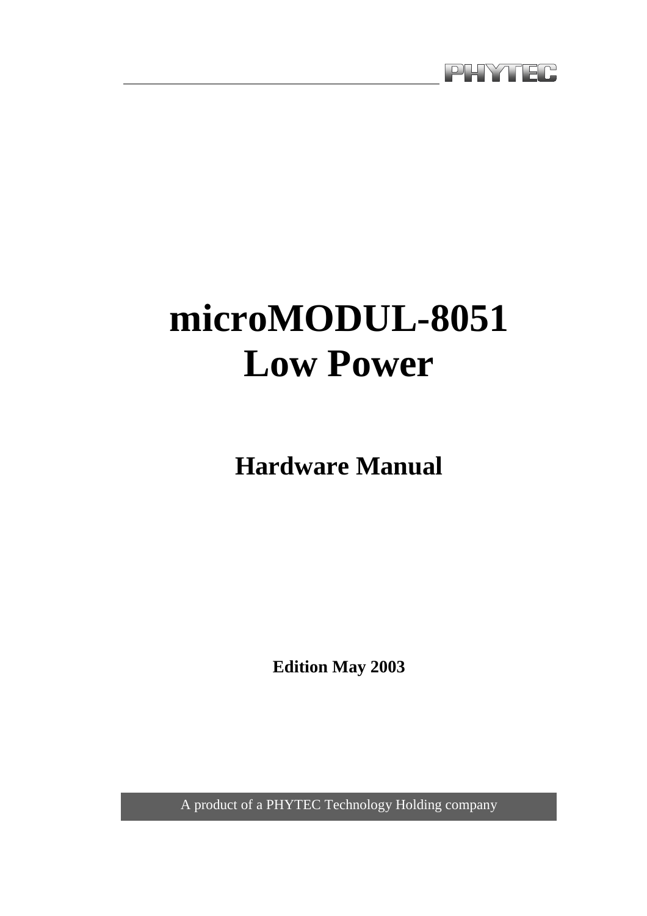PHYTEC

# microMODUL-8051 Low Power

## Hardware Manual

**Edition May 2003**

A product of a PHYTEC Technology Holding company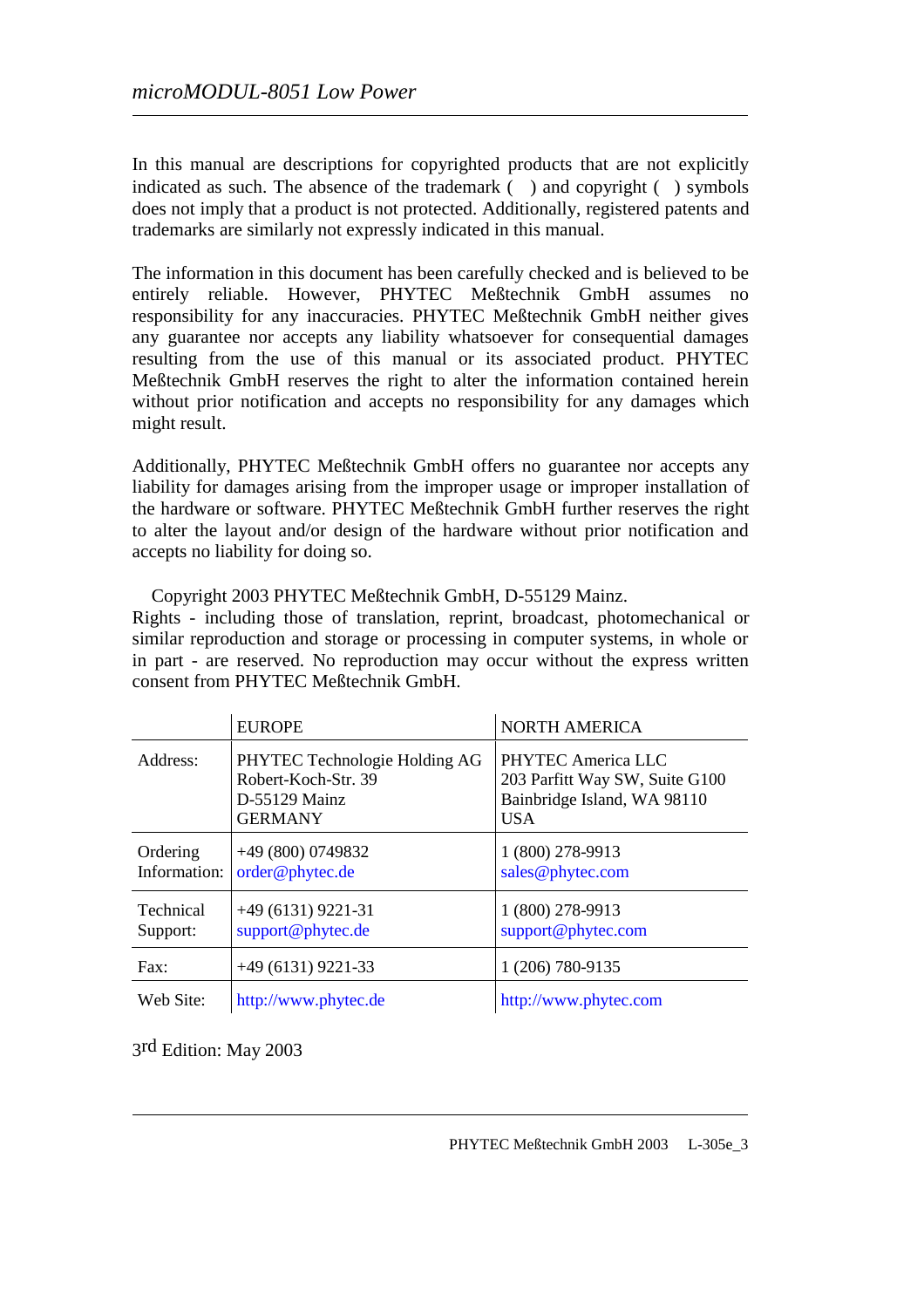In this manual are descriptions for copyrighted products that are not explicitly indicated as such. The absence of the trademark ( ) and copyright ( ) symbols does not imply that a product is not protected. Additionally, registered patents and trademarks are similarly not expressly indicated in this manual.

The information in this document has been carefully checked and is believed to be entirely reliable. However, PHYTEC Meßtechnik GmbH assumes no responsibility for any inaccuracies. PHYTEC Meßtechnik GmbH neither gives any guarantee nor accepts any liability whatsoever for consequential damages resulting from the use of this manual or its associated product. PHYTEC Meßtechnik GmbH reserves the right to alter the information contained herein without prior notification and accepts no responsibility for any damages which might result.

Additionally, PHYTEC Meßtechnik GmbH offers no guarantee nor accepts any liability for damages arising from the improper usage or improper installation of the hardware or software. PHYTEC Meßtechnik GmbH further reserves the right to alter the layout and/or design of the hardware without prior notification and accepts no liability for doing so.

Copyright 2003 PHYTEC Meßtechnik GmbH, D-55129 Mainz.
Rights - including those of translation, reprint, broadcast, photomechanical or similar reproduction and storage or processing in computer systems, in whole or in part - are reserved. No reproduction may occur without the express written consent from PHYTEC Meßtechnik GmbH.

| | EUROPE | NORTH AMERICA |
|---|---|---|
| Address: | PHYTEC Technologie Holding AG<br>Robert-Koch-Str. 39<br>D-55129 Mainz<br>GERMANY | PHYTEC America LLC<br>203 Parfitt Way SW, Suite G100<br>Bainbridge Island, WA 98110<br>USA |
| Ordering Information: | +49 (800) 0749832<br>order@phytec.de | 1 (800) 278-9913<br>sales@phytec.com |
| Technical Support: | +49 (6131) 9221-31<br>support@phytec.de | 1 (800) 278-9913<br>support@phytec.com |
| Fax: | +49 (6131) 9221-33 | 1 (206) 780-9135 |
| Web Site: | http://www.phytec.de | http://www.phytec.com |

3rd Edition: May 2003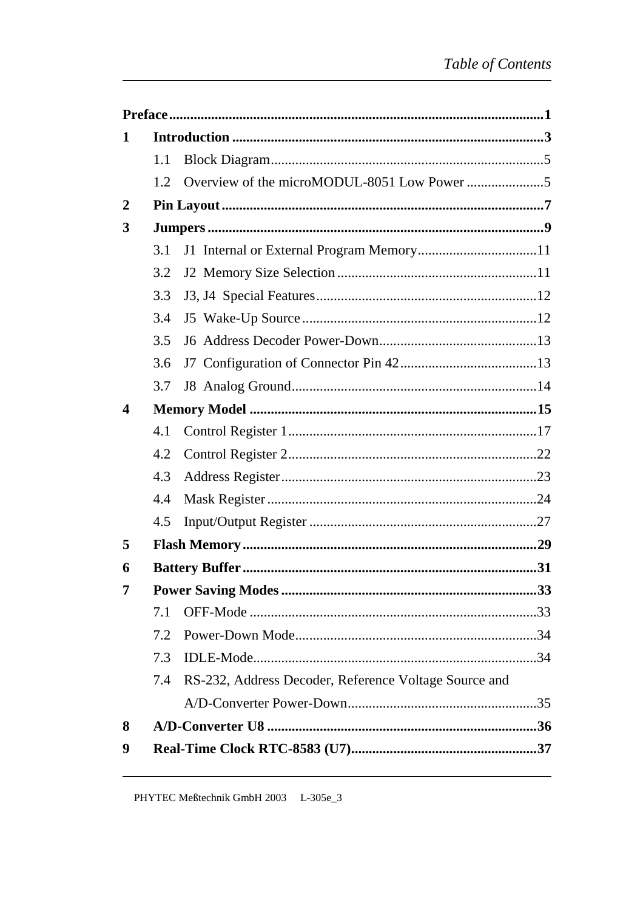**Preface**.........................................................................................................**1**

**1 Introduction** ......................................................................................**3**

1.1 Block Diagram............................................................................5

1.2 Overview of the microMODUL-8051 Low Power ......................5

**2 Pin Layout**...........................................................................................**7**

**3 Jumpers**...............................................................................................**9**

3.1 J1 Internal or External Program Memory..................................11

3.2 J2 Memory Size Selection........................................................11

3.3 J3, J4 Special Features..............................................................12

3.4 J5 Wake-Up Source...................................................................12

3.5 J6 Address Decoder Power-Down.............................................13

3.6 J7 Configuration of Connector Pin 42.......................................13

3.7 J8 Analog Ground......................................................................14

**4 Memory Model** .................................................................................**15**

4.1 Control Register 1......................................................................17

4.2 Control Register 2......................................................................22

4.3 Address Register........................................................................23

4.4 Mask Register............................................................................24

4.5 Input/Output Register ................................................................27

**5 Flash Memory**...................................................................................**29**

**6 Battery Buffer**...................................................................................**31**

**7 Power Saving Modes**........................................................................**33**

7.1 OFF-Mode .................................................................................33

7.2 Power-Down Mode....................................................................34

7.3 IDLE-Mode................................................................................34

7.4 RS-232, Address Decoder, Reference Voltage Source and A/D-Converter Power-Down......................................................35

**8 A/D-Converter U8** .............................................................................**36**

**9 Real-Time Clock RTC-8583 (U7)**.....................................................**37**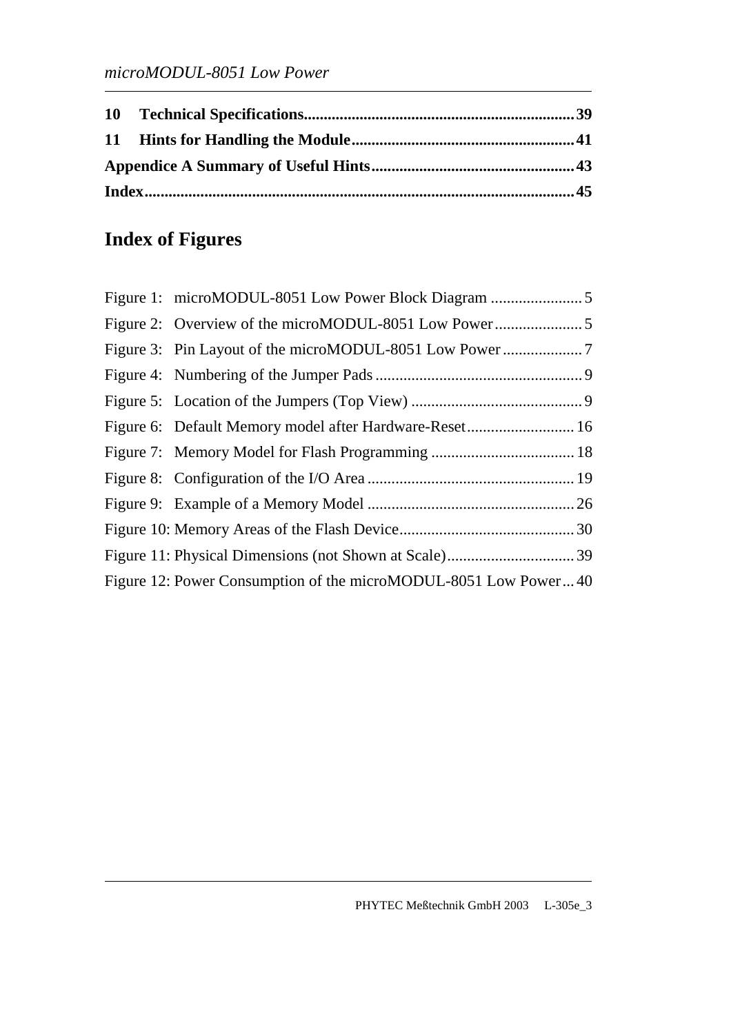**10 Technical Specifications................................................................39**

**11 Hints for Handling the Module.......................................................41**

**Appendice A Summary of Useful Hints.................................................43**

**Index..........................................................................................................45**

# Index of Figures

Figure 1: microMODUL-8051 Low Power Block Diagram ....................... 5

Figure 2: Overview of the microMODUL-8051 Low Power...................... 5

Figure 3: Pin Layout of the microMODUL-8051 Low Power.................... 7

Figure 4: Numbering of the Jumper Pads .................................................... 9

Figure 5: Location of the Jumpers (Top View) ........................................... 9

Figure 6: Default Memory model after Hardware-Reset........................... 16

Figure 7: Memory Model for Flash Programming .................................... 18

Figure 8: Configuration of the I/O Area .................................................... 19

Figure 9: Example of a Memory Model .................................................... 26

Figure 10: Memory Areas of the Flash Device............................................ 30

Figure 11: Physical Dimensions (not Shown at Scale)................................ 39

Figure 12: Power Consumption of the microMODUL-8051 Low Power... 40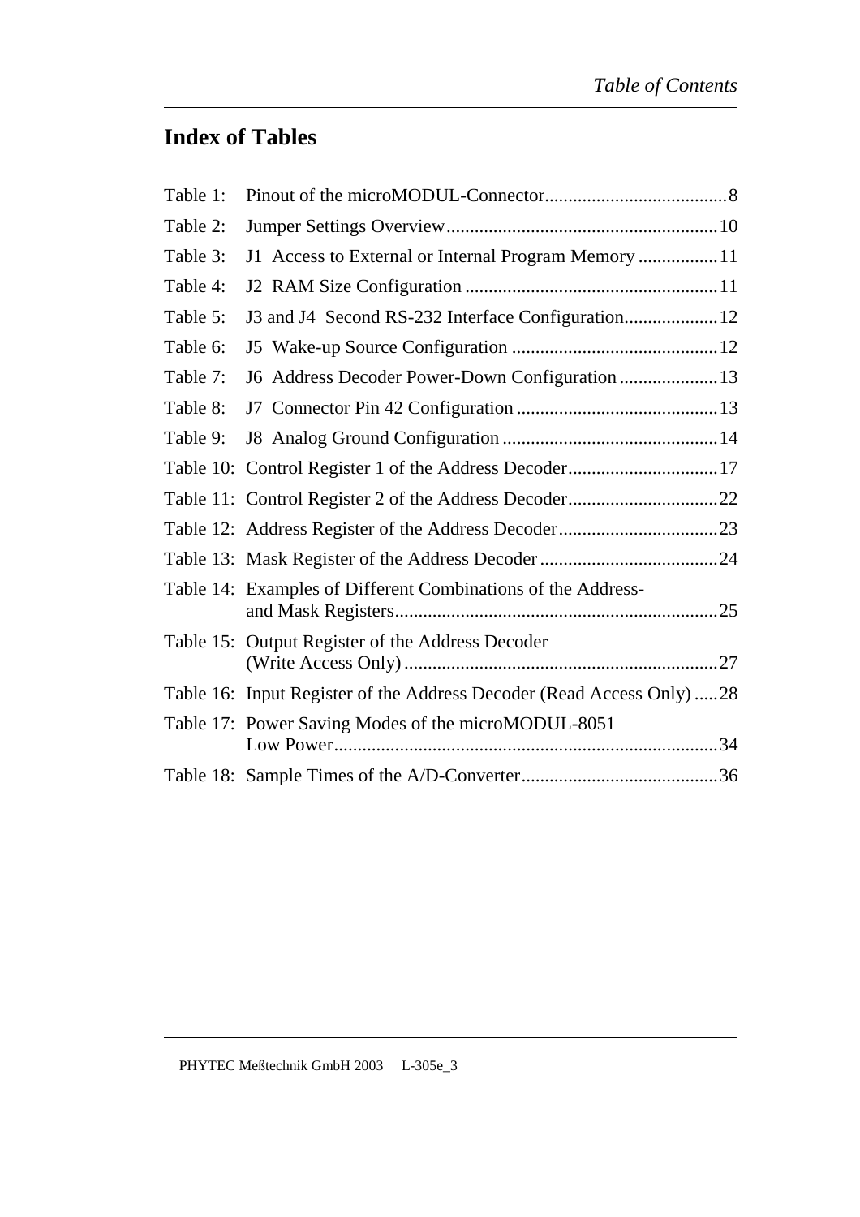# Index of Tables

Table 1: Pinout of the microMODUL-Connector.......................................8

Table 2: Jumper Settings Overview..........................................................10

Table 3: J1 Access to External or Internal Program Memory .................11

Table 4: J2 RAM Size Configuration ......................................................11

Table 5: J3 and J4 Second RS-232 Interface Configuration....................12

Table 6: J5 Wake-up Source Configuration ............................................12

Table 7: J6 Address Decoder Power-Down Configuration .....................13

Table 8: J7 Connector Pin 42 Configuration ...........................................13

Table 9: J8 Analog Ground Configuration ..............................................14

Table 10: Control Register 1 of the Address Decoder................................17

Table 11: Control Register 2 of the Address Decoder................................22

Table 12: Address Register of the Address Decoder..................................23

Table 13: Mask Register of the Address Decoder ......................................24

Table 14: Examples of Different Combinations of the Address- and Mask Registers.....................................................................25

Table 15: Output Register of the Address Decoder (Write Access Only) ...................................................................27

Table 16: Input Register of the Address Decoder (Read Access Only) .....28

Table 17: Power Saving Modes of the microMODUL-8051 Low Power..................................................................................34

Table 18: Sample Times of the A/D-Converter..........................................36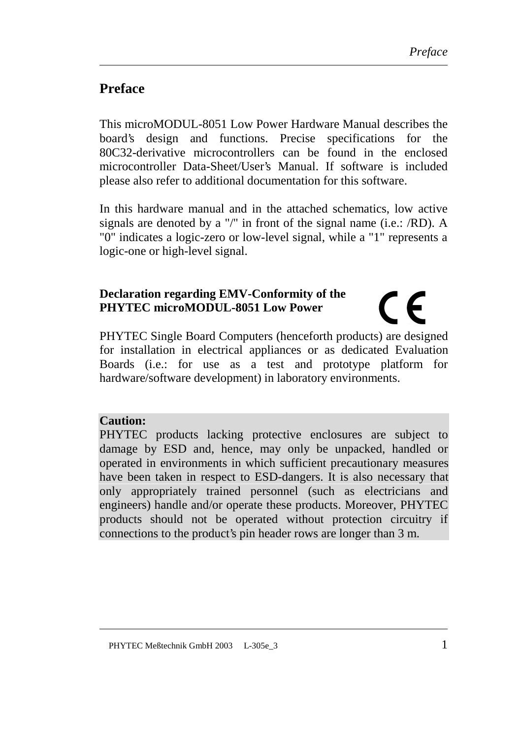# Preface

This microMODUL-8051 Low Power Hardware Manual describes the board's design and functions. Precise specifications for the 80C32-derivative microcontrollers can be found in the enclosed microcontroller Data-Sheet/User's Manual. If software is included please also refer to additional documentation for this software.

In this hardware manual and in the attached schematics, low active signals are denoted by a "/" in front of the signal name (i.e.: /RD). A "0" indicates a logic-zero or low-level signal, while a "1" represents a logic-one or high-level signal.

**Declaration regarding EMV-Conformity of the PHYTEC microMODUL-8051 Low Power**

PHYTEC Single Board Computers (henceforth products) are designed for installation in electrical appliances or as dedicated Evaluation Boards (i.e.: for use as a test and prototype platform for hardware/software development) in laboratory environments.

**Caution:**
PHYTEC products lacking protective enclosures are subject to damage by ESD and, hence, may only be unpacked, handled or operated in environments in which sufficient precautionary measures have been taken in respect to ESD-dangers. It is also necessary that only appropriately trained personnel (such as electricians and engineers) handle and/or operate these products. Moreover, PHYTEC products should not be operated without protection circuitry if connections to the product's pin header rows are longer than 3 m.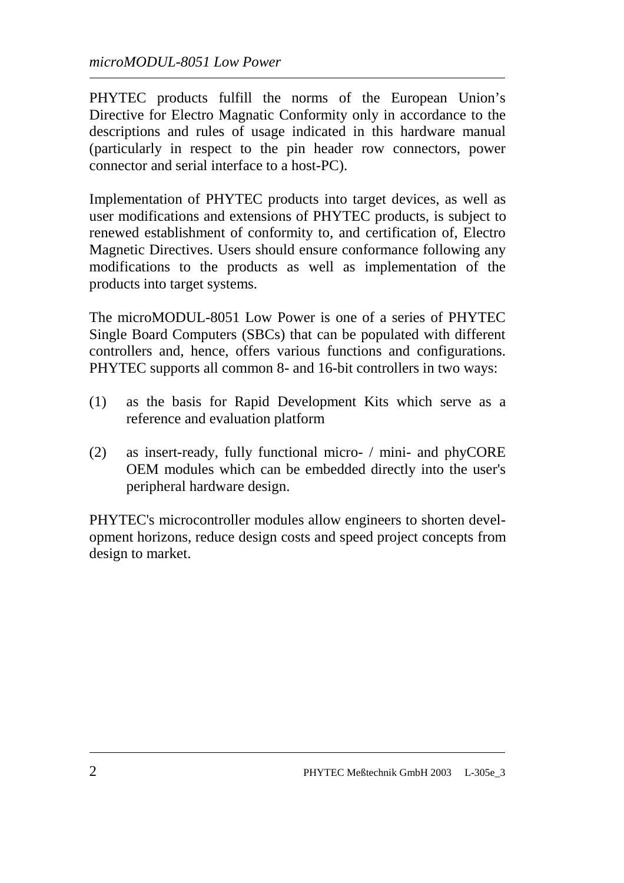PHYTEC products fulfill the norms of the European Union's Directive for Electro Magnatic Conformity only in accordance to the descriptions and rules of usage indicated in this hardware manual (particularly in respect to the pin header row connectors, power connector and serial interface to a host-PC).

Implementation of PHYTEC products into target devices, as well as user modifications and extensions of PHYTEC products, is subject to renewed establishment of conformity to, and certification of, Electro Magnetic Directives. Users should ensure conformance following any modifications to the products as well as implementation of the products into target systems.

The microMODUL-8051 Low Power is one of a series of PHYTEC Single Board Computers (SBCs) that can be populated with different controllers and, hence, offers various functions and configurations. PHYTEC supports all common 8- and 16-bit controllers in two ways:

(1) as the basis for Rapid Development Kits which serve as a reference and evaluation platform

(2) as insert-ready, fully functional micro- / mini- and phyCORE OEM modules which can be embedded directly into the user's peripheral hardware design.

PHYTEC's microcontroller modules allow engineers to shorten development horizons, reduce design costs and speed project concepts from design to market.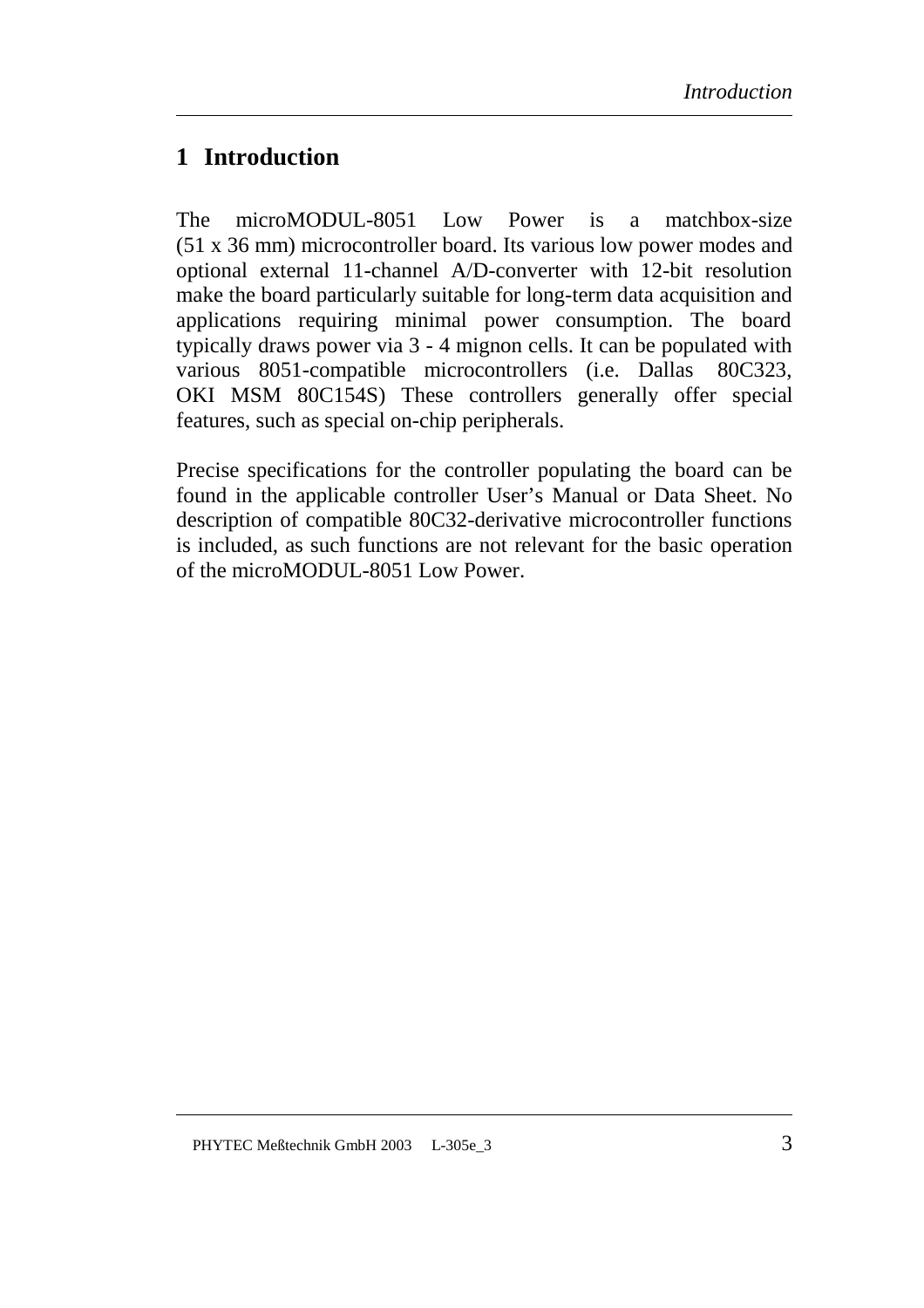# 1 Introduction

The microMODUL-8051 Low Power is a matchbox-size (51 x 36 mm) microcontroller board. Its various low power modes and optional external 11-channel A/D-converter with 12-bit resolution make the board particularly suitable for long-term data acquisition and applications requiring minimal power consumption. The board typically draws power via 3 - 4 mignon cells. It can be populated with various 8051-compatible microcontrollers (i.e. Dallas 80C323, OKI MSM 80C154S) These controllers generally offer special features, such as special on-chip peripherals.

Precise specifications for the controller populating the board can be found in the applicable controller User's Manual or Data Sheet. No description of compatible 80C32-derivative microcontroller functions is included, as such functions are not relevant for the basic operation of the microMODUL-8051 Low Power.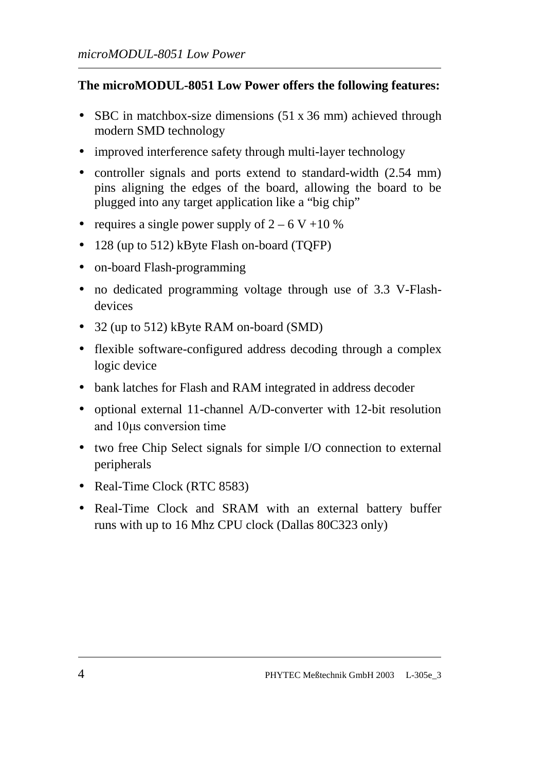**The microMODUL-8051 Low Power offers the following features:**

- SBC in matchbox-size dimensions (51 x 36 mm) achieved through modern SMD technology
- improved interference safety through multi-layer technology
- controller signals and ports extend to standard-width (2.54 mm) pins aligning the edges of the board, allowing the board to be plugged into any target application like a "big chip"
- requires a single power supply of 2 – 6 V +10 %
- 128 (up to 512) kByte Flash on-board (TQFP)
- on-board Flash-programming
- no dedicated programming voltage through use of 3.3 V-Flash-devices
- 32 (up to 512) kByte RAM on-board (SMD)
- flexible software-configured address decoding through a complex logic device
- bank latches for Flash and RAM integrated in address decoder
- optional external 11-channel A/D-converter with 12-bit resolution and 10µs conversion time
- two free Chip Select signals for simple I/O connection to external peripherals
- Real-Time Clock (RTC 8583)
- Real-Time Clock and SRAM with an external battery buffer runs with up to 16 Mhz CPU clock (Dallas 80C323 only)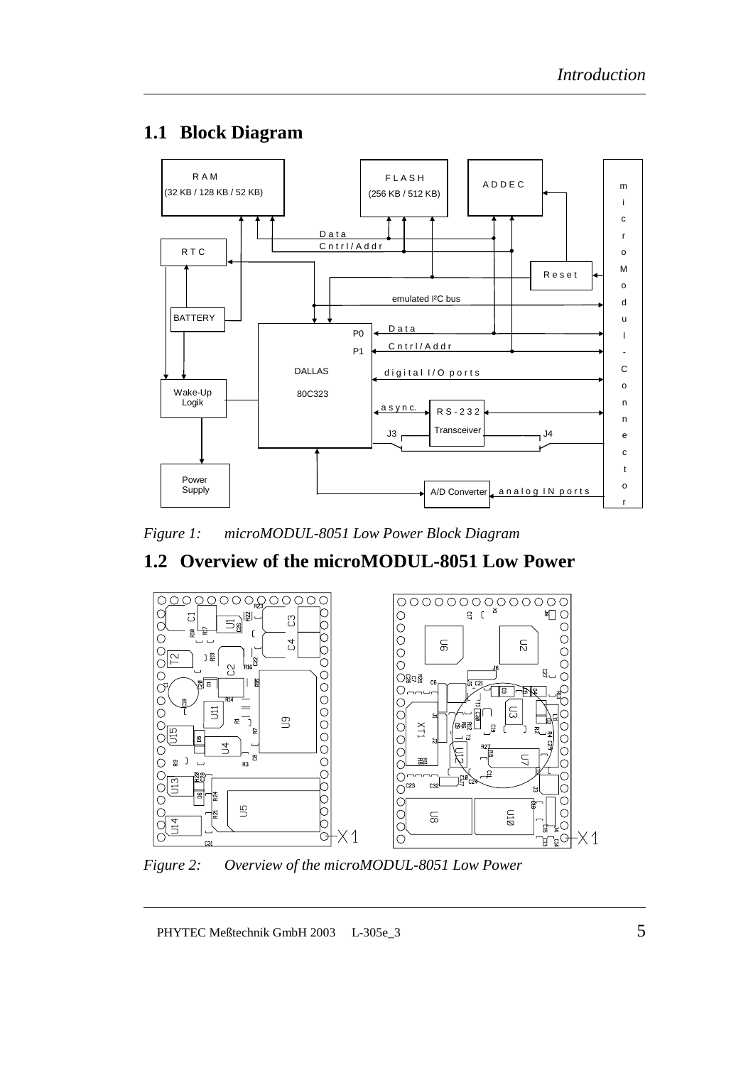## 1.1 Block Diagram

*Figure 1: microMODUL-8051 Low Power Block Diagram*

## 1.2 Overview of the microMODUL-8051 Low Power

*Figure 2: Overview of the microMODUL-8051 Low Power*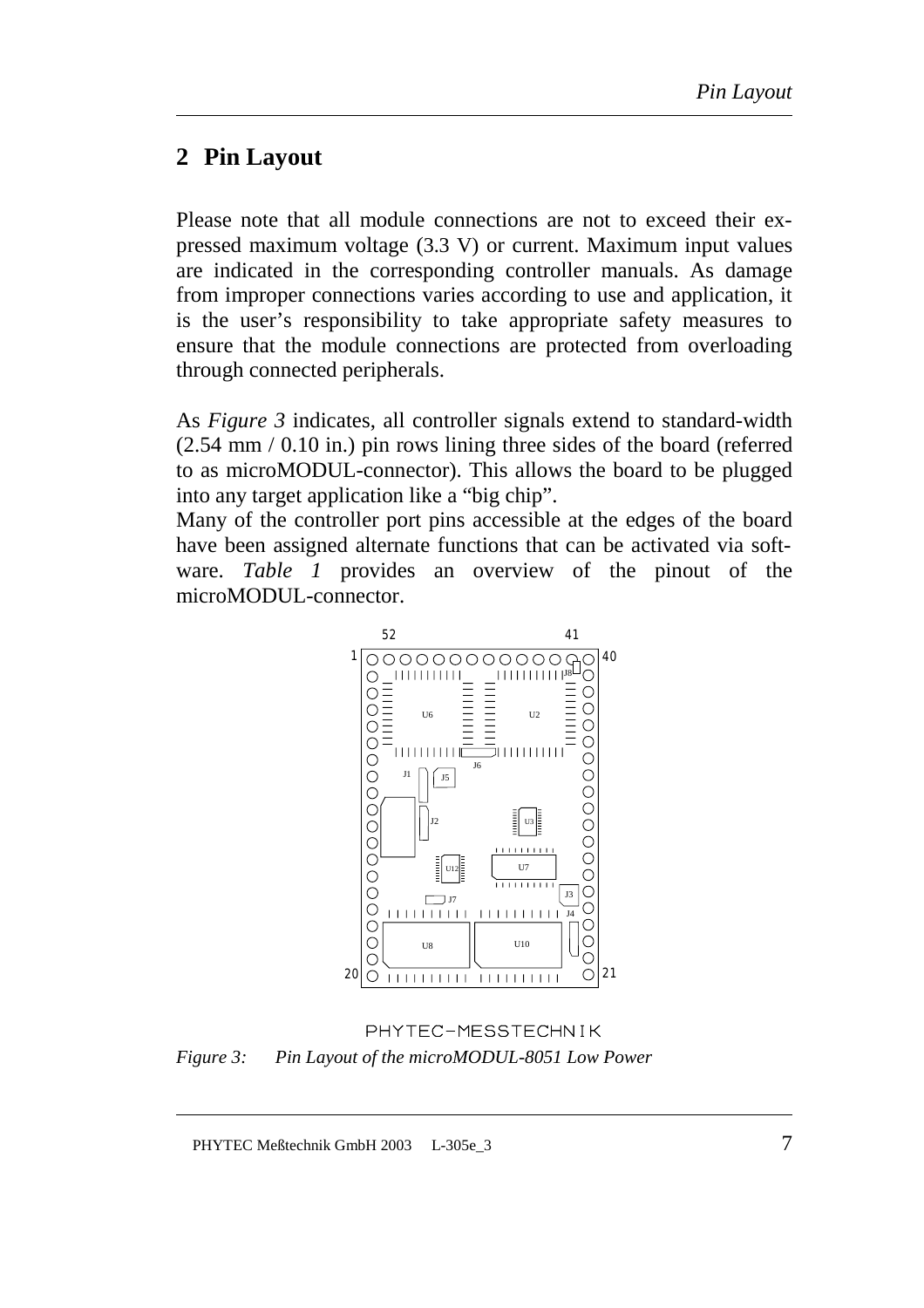# 2 Pin Layout

Please note that all module connections are not to exceed their expressed maximum voltage (3.3 V) or current. Maximum input values are indicated in the corresponding controller manuals. As damage from improper connections varies according to use and application, it is the user's responsibility to take appropriate safety measures to ensure that the module connections are protected from overloading through connected peripherals.

As *Figure 3* indicates, all controller signals extend to standard-width (2.54 mm / 0.10 in.) pin rows lining three sides of the board (referred to as microMODUL-connector). This allows the board to be plugged into any target application like a "big chip".

Many of the controller port pins accessible at the edges of the board have been assigned alternate functions that can be activated via software. *Table 1* provides an overview of the pinout of the microMODUL-connector.

*Figure 3: Pin Layout of the microMODUL-8051 Low Power*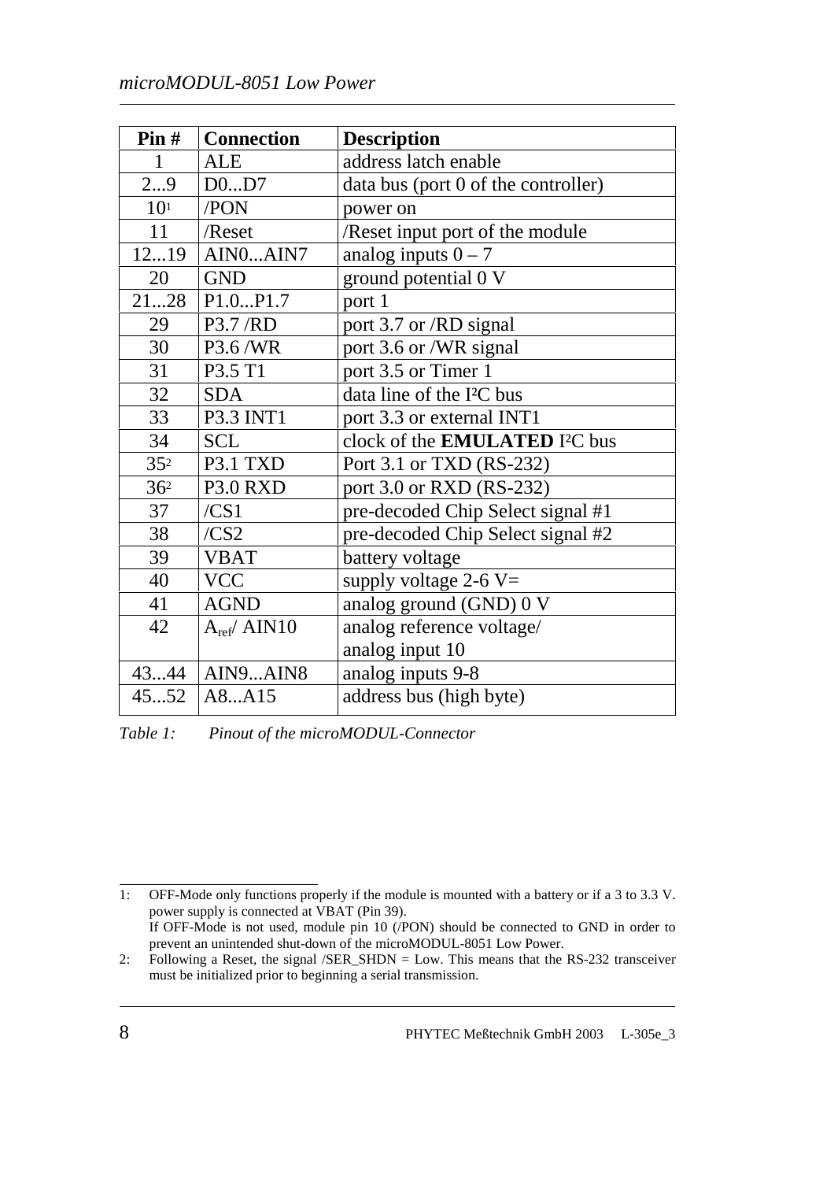| Pin # | Connection | Description |
|---|---|---|
| 1 | ALE | address latch enable |
| 2...9 | D0...D7 | data bus (port 0 of the controller) |
| 10[1] | /PON | power on |
| 11 | /Reset | /Reset input port of the module |
| 12...19 | AIN0...AIN7 | analog inputs 0 – 7 |
| 20 | GND | ground potential 0 V |
| 21...28 | P1.0...P1.7 | port 1 |
| 29 | P3.7 /RD | port 3.7 or /RD signal |
| 30 | P3.6 /WR | port 3.6 or /WR signal |
| 31 | P3.5 T1 | port 3.5 or Timer 1 |
| 32 | SDA | data line of the I²C bus |
| 33 | P3.3 INT1 | port 3.3 or external INT1 |
| 34 | SCL | clock of the **EMULATED** I²C bus |
| 35[2] | P3.1 TXD | Port 3.1 or TXD (RS-232) |
| 36[2] | P3.0 RXD | port 3.0 or RXD (RS-232) |
| 37 | /CS1 | pre-decoded Chip Select signal #1 |
| 38 | /CS2 | pre-decoded Chip Select signal #2 |
| 39 | VBAT | battery voltage |
| 40 | VCC | supply voltage 2-6 V= |
| 41 | AGND | analog ground (GND) 0 V |
| 42 | $A_{ref}$/ AIN10 | analog reference voltage/ analog input 10 |
| 43...44 | AIN9...AIN8 | analog inputs 9-8 |
| 45...52 | A8...A15 | address bus (high byte) |

*Table 1: Pinout of the microMODUL-Connector*

---

1: OFF-Mode only functions properly if the module is mounted with a battery or if a 3 to 3.3 V. power supply is connected at VBAT (Pin 39).
If OFF-Mode is not used, module pin 10 (/PON) should be connected to GND in order to prevent an unintended shut-down of the microMODUL-8051 Low Power.

2: Following a Reset, the signal /SER_SHDN = Low. This means that the RS-232 transceiver must be initialized prior to beginning a serial transmission.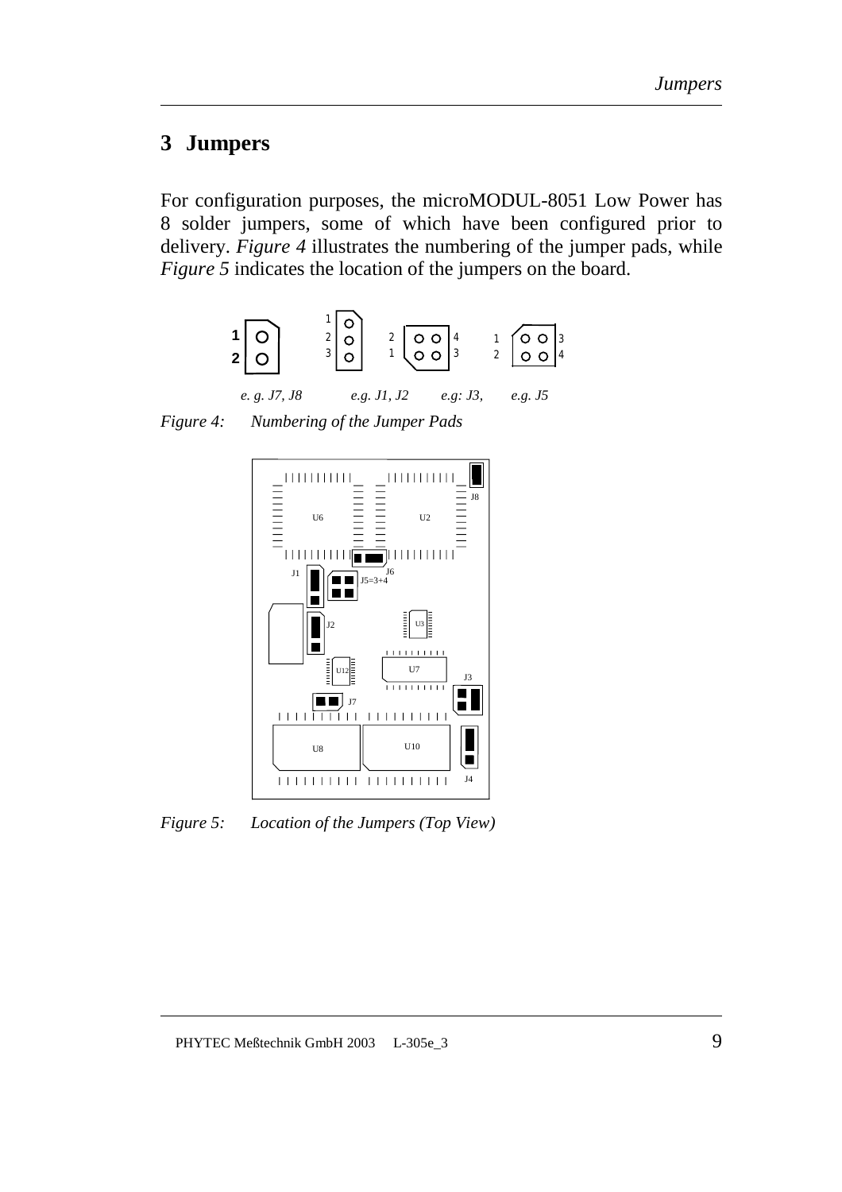# 3 Jumpers

For configuration purposes, the microMODUL-8051 Low Power has 8 solder jumpers, some of which have been configured prior to delivery. *Figure 4* illustrates the numbering of the jumper pads, while *Figure 5* indicates the location of the jumpers on the board.

*Figure 4: Numbering of the Jumper Pads*

*Figure 5: Location of the Jumpers (Top View)*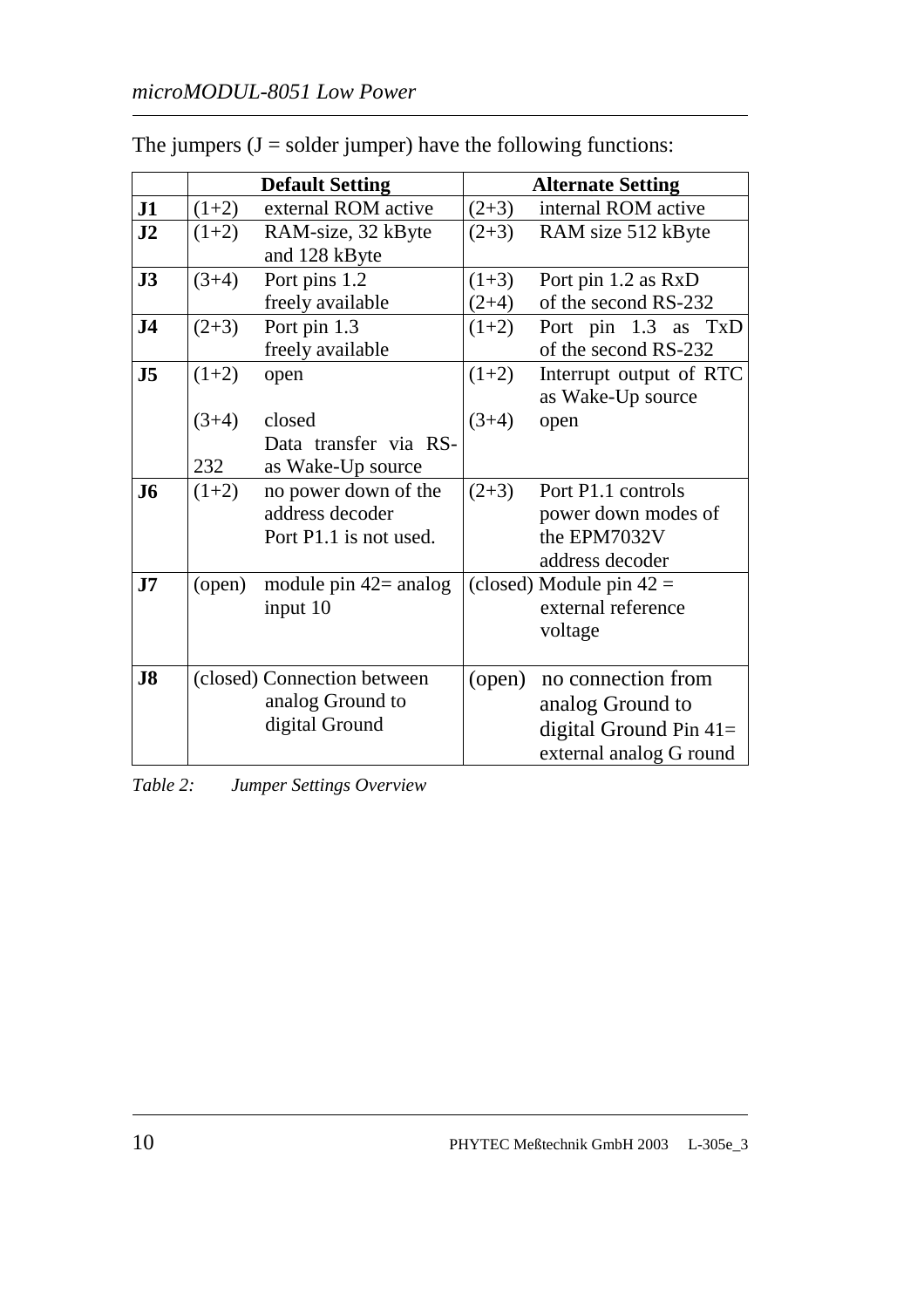The jumpers (J = solder jumper) have the following functions:

| | Default Setting | Alternate Setting |
|---|---|---|
| **J1** | (1+2) external ROM active | (2+3) internal ROM active |
| **J2** | (1+2) RAM-size, 32 kByte and 128 kByte | (2+3) RAM size 512 kByte |
| **J3** | (3+4) Port pins 1.2 freely available | (1+3) Port pin 1.2 as RxD (2+4) of the second RS-232 |
| **J4** | (2+3) Port pin 1.3 freely available | (1+2) Port pin 1.3 as TxD of the second RS-232 |
| **J5** | (1+2) open<br>(3+4) closed Data transfer via RS-232 as Wake-Up source | (1+2) Interrupt output of RTC as Wake-Up source<br>(3+4) open |
| **J6** | (1+2) no power down of the address decoder Port P1.1 is not used. | (2+3) Port P1.1 controls power down modes of the EPM7032V address decoder |
| **J7** | (open) module pin 42= analog input 10 | (closed) Module pin 42 = external reference voltage |
| **J8** | (closed) Connection between analog Ground to digital Ground | (open) no connection from analog Ground to digital Ground Pin 41= external analog G round |

*Table 2: Jumper Settings Overview*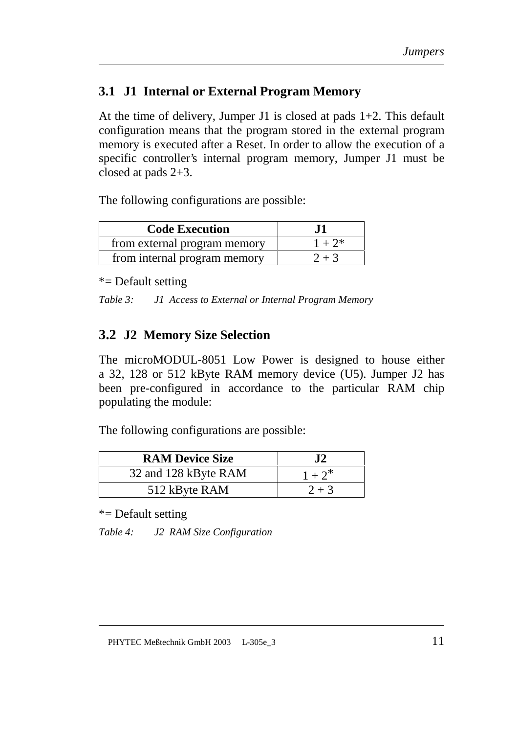## 3.1 J1 Internal or External Program Memory

At the time of delivery, Jumper J1 is closed at pads 1+2. This default configuration means that the program stored in the external program memory is executed after a Reset. In order to allow the execution of a specific controller's internal program memory, Jumper J1 must be closed at pads 2+3.

The following configurations are possible:

| Code Execution | J1 |
|---|---|
| from external program memory | 1 + 2* |
| from internal program memory | 2 + 3 |

*= Default setting

*Table 3: J1 Access to External or Internal Program Memory*

## 3.2 J2 Memory Size Selection

The microMODUL-8051 Low Power is designed to house either a 32, 128 or 512 kByte RAM memory device (U5). Jumper J2 has been pre-configured in accordance to the particular RAM chip populating the module:

The following configurations are possible:

| RAM Device Size | J2 |
|---|---|
| 32 and 128 kByte RAM | 1 + 2* |
| 512 kByte RAM | 2 + 3 |

*= Default setting

*Table 4: J2 RAM Size Configuration*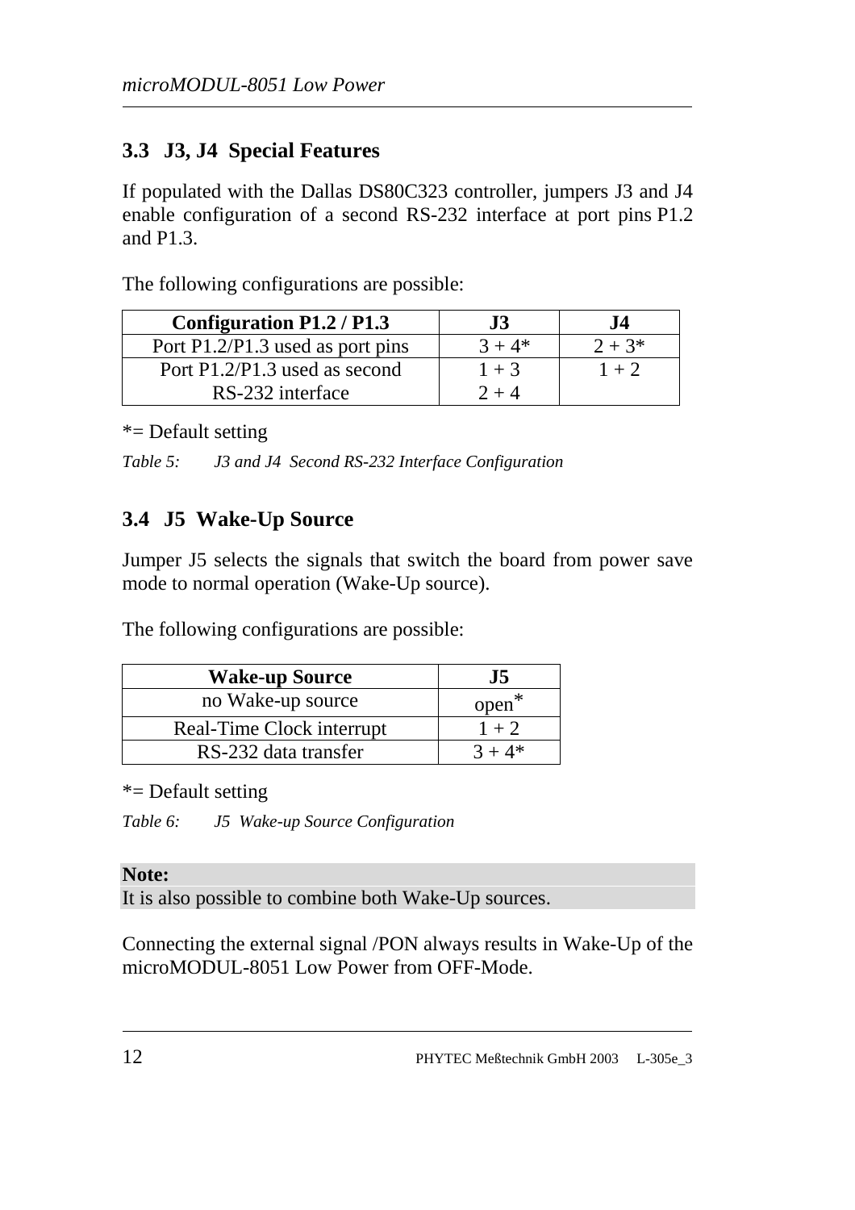## 3.3 J3, J4 Special Features

If populated with the Dallas DS80C323 controller, jumpers J3 and J4 enable configuration of a second RS-232 interface at port pins P1.2 and P1.3.

The following configurations are possible:

| Configuration P1.2 / P1.3 | J3 | J4 |
|---|---|---|
| Port P1.2/P1.3 used as port pins | 3 + 4* | 2 + 3* |
| Port P1.2/P1.3 used as second RS-232 interface | 1 + 3<br>2 + 4 | 1 + 2 |

*= Default setting

*Table 5: J3 and J4 Second RS-232 Interface Configuration*

## 3.4 J5 Wake-Up Source

Jumper J5 selects the signals that switch the board from power save mode to normal operation (Wake-Up source).

The following configurations are possible:

| Wake-up Source | J5 |
|---|---|
| no Wake-up source | open* |
| Real-Time Clock interrupt | 1 + 2 |
| RS-232 data transfer | 3 + 4* |

*= Default setting

*Table 6: J5 Wake-up Source Configuration*

**Note:**
It is also possible to combine both Wake-Up sources.

Connecting the external signal /PON always results in Wake-Up of the microMODUL-8051 Low Power from OFF-Mode.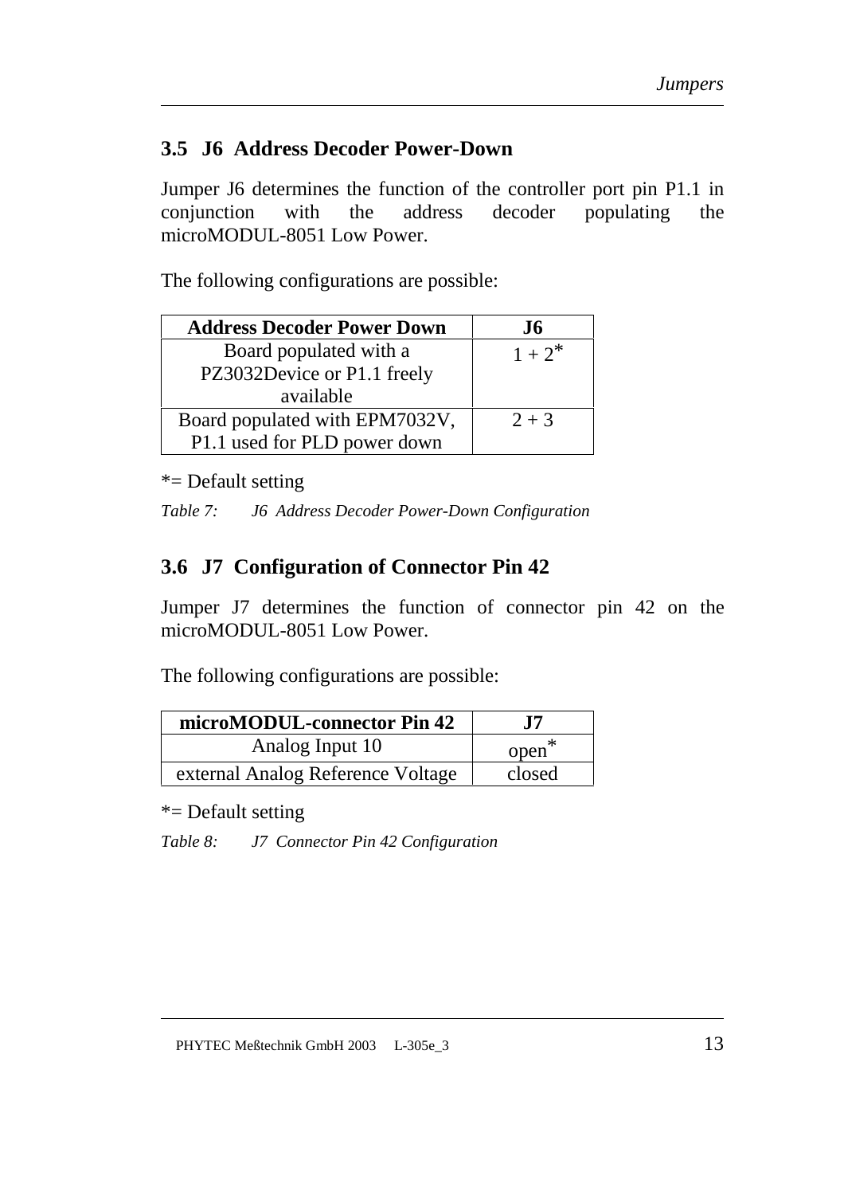## 3.5 J6 Address Decoder Power-Down

Jumper J6 determines the function of the controller port pin P1.1 in conjunction with the address decoder populating the microMODUL-8051 Low Power.

The following configurations are possible:

| Address Decoder Power Down | J6 |
|---|---|
| Board populated with a PZ3032Device or P1.1 freely available | 1 + 2* |
| Board populated with EPM7032V, P1.1 used for PLD power down | 2 + 3 |

*= Default setting

*Table 7: J6 Address Decoder Power-Down Configuration*

## 3.6 J7 Configuration of Connector Pin 42

Jumper J7 determines the function of connector pin 42 on the microMODUL-8051 Low Power.

The following configurations are possible:

| microMODUL-connector Pin 42 | J7 |
|---|---|
| Analog Input 10 | open* |
| external Analog Reference Voltage | closed |

*= Default setting

*Table 8: J7 Connector Pin 42 Configuration*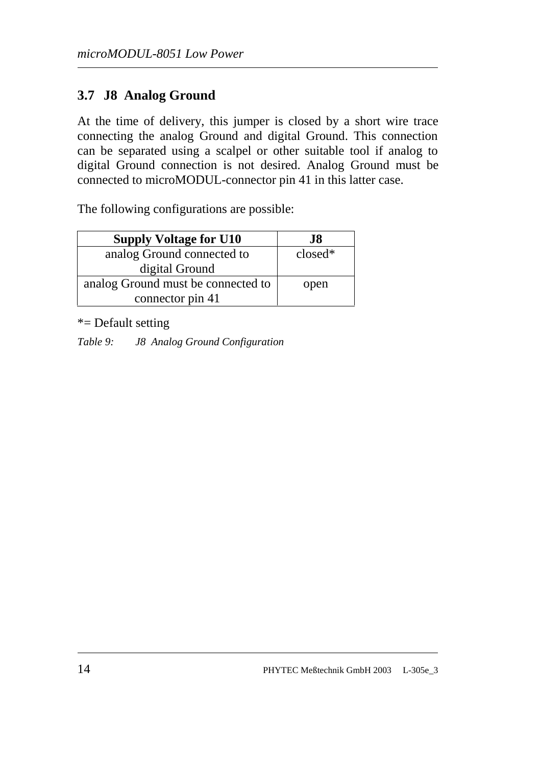## 3.7 J8 Analog Ground

At the time of delivery, this jumper is closed by a short wire trace connecting the analog Ground and digital Ground. This connection can be separated using a scalpel or other suitable tool if analog to digital Ground connection is not desired. Analog Ground must be connected to microMODUL-connector pin 41 in this latter case.

The following configurations are possible:

| Supply Voltage for U10 | J8 |
|---|---|
| analog Ground connected to digital Ground | closed* |
| analog Ground must be connected to connector pin 41 | open |

*= Default setting

*Table 9: J8 Analog Ground Configuration*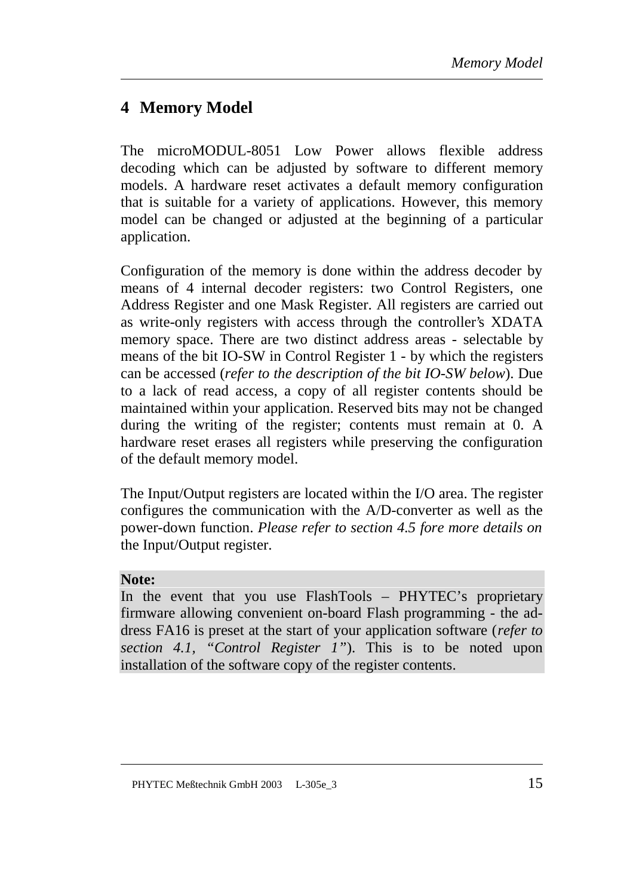# 4 Memory Model

The microMODUL-8051 Low Power allows flexible address decoding which can be adjusted by software to different memory models. A hardware reset activates a default memory configuration that is suitable for a variety of applications. However, this memory model can be changed or adjusted at the beginning of a particular application.

Configuration of the memory is done within the address decoder by means of 4 internal decoder registers: two Control Registers, one Address Register and one Mask Register. All registers are carried out as write-only registers with access through the controller's XDATA memory space. There are two distinct address areas - selectable by means of the bit IO-SW in Control Register 1 - by which the registers can be accessed (*refer to the description of the bit IO-SW below*). Due to a lack of read access, a copy of all register contents should be maintained within your application. Reserved bits may not be changed during the writing of the register; contents must remain at 0. A hardware reset erases all registers while preserving the configuration of the default memory model.

The Input/Output registers are located within the I/O area. The register configures the communication with the A/D-converter as well as the power-down function. *Please refer to section 4.5 fore more details on* the Input/Output register.

**Note:**
In the event that you use FlashTools – PHYTEC's proprietary firmware allowing convenient on-board Flash programming - the address FA16 is preset at the start of your application software (*refer to section 4.1, "Control Register 1"*). This is to be noted upon installation of the software copy of the register contents.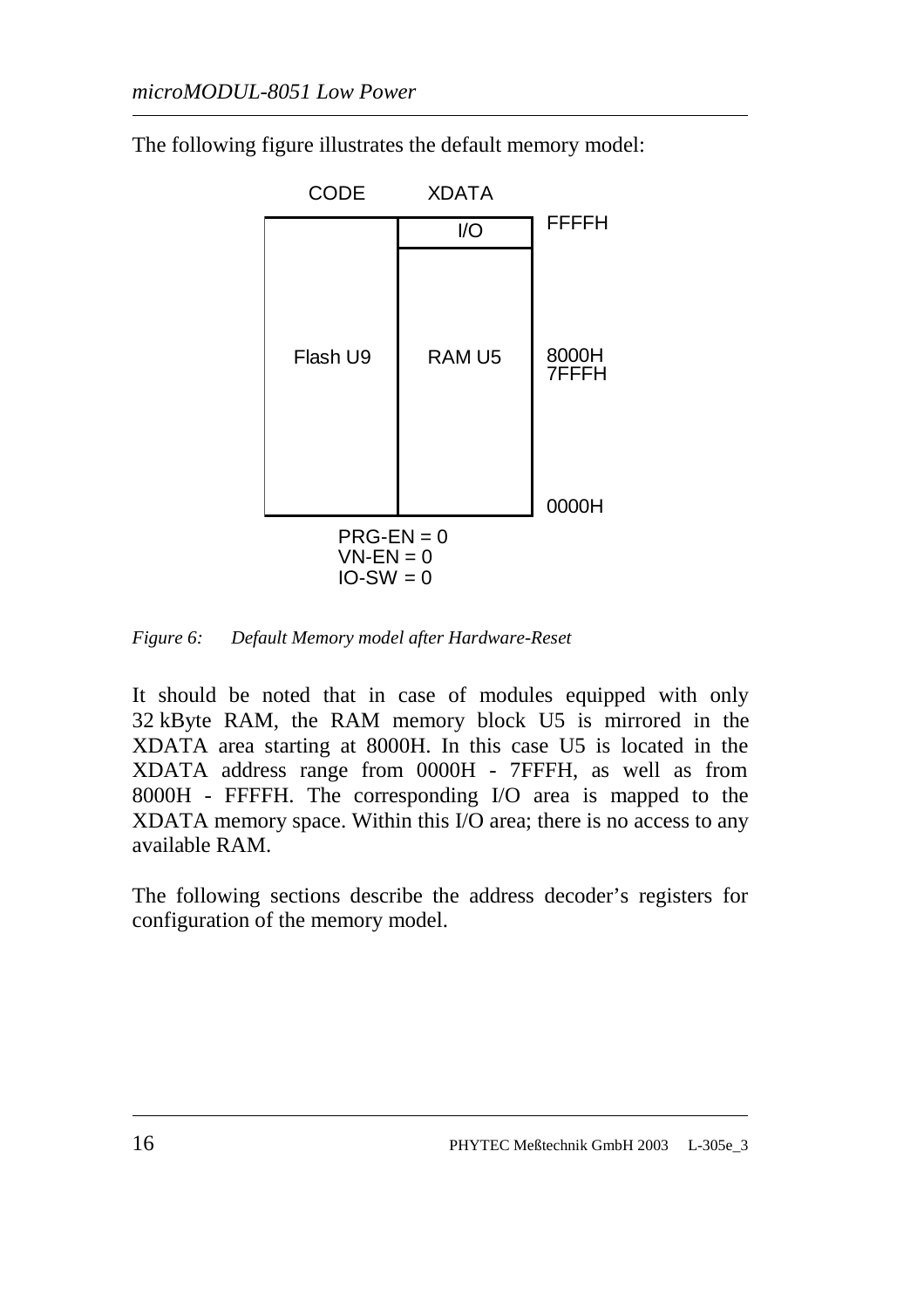The following figure illustrates the default memory model:

| CODE | XDATA | |
|---|---|---|
| | I/O | FFFFH |
| Flash U9 | RAM U5 | 8000H<br>7FFFH |
| | | 0000H |

PRG-EN = 0
VN-EN = 0
IO-SW = 0

*Figure 6: Default Memory model after Hardware-Reset*

It should be noted that in case of modules equipped with only 32 kByte RAM, the RAM memory block U5 is mirrored in the XDATA area starting at 8000H. In this case U5 is located in the XDATA address range from 0000H - 7FFFH, as well as from 8000H - FFFFH. The corresponding I/O area is mapped to the XDATA memory space. Within this I/O area; there is no access to any available RAM.

The following sections describe the address decoder's registers for configuration of the memory model.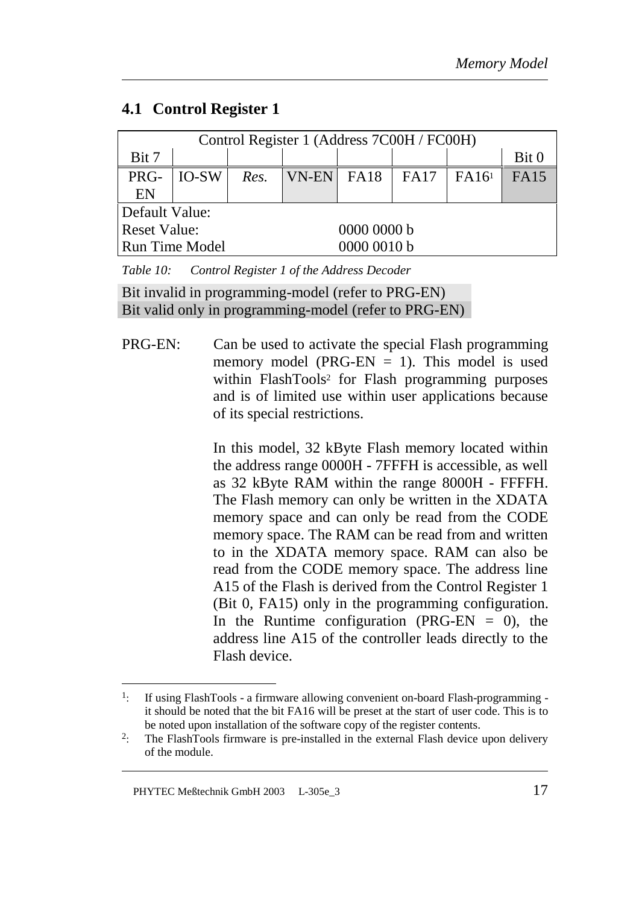## 4.1 Control Register 1

| Control Register 1 (Address 7C00H / FC00H) | | | | | | | |
|---|---|---|---|---|---|---|---|
| Bit 7 | | | | | | | Bit 0 |
| PRG-EN | IO-SW | *Res.* | VN-EN | FA18 | FA17 | FA16[1] | FA15 |
| Default Value: | | | | | | | |
| Reset Value: | | | | 0000 0000 b | | | |
| Run Time Model | | | | 0000 0010 b | | | |

*Table 10: Control Register 1 of the Address Decoder*

Bit invalid in programming-model (refer to PRG-EN)
Bit valid only in programming-model (refer to PRG-EN)

PRG-EN: Can be used to activate the special Flash programming memory model (PRG-EN = 1). This model is used within FlashTools[2] for Flash programming purposes and is of limited use within user applications because of its special restrictions.

In this model, 32 kByte Flash memory located within the address range 0000H - 7FFFH is accessible, as well as 32 kByte RAM within the range 8000H - FFFFH. The Flash memory can only be written in the XDATA memory space and can only be read from the CODE memory space. The RAM can be read from and written to in the XDATA memory space. RAM can also be read from the CODE memory space. The address line A15 of the Flash is derived from the Control Register 1 (Bit 0, FA15) only in the programming configuration. In the Runtime configuration (PRG-EN = 0), the address line A15 of the controller leads directly to the Flash device.

---

[1]: If using FlashTools - a firmware allowing convenient on-board Flash-programming - it should be noted that the bit FA16 will be preset at the start of user code. This is to be noted upon installation of the software copy of the register contents.

[2]: The FlashTools firmware is pre-installed in the external Flash device upon delivery of the module.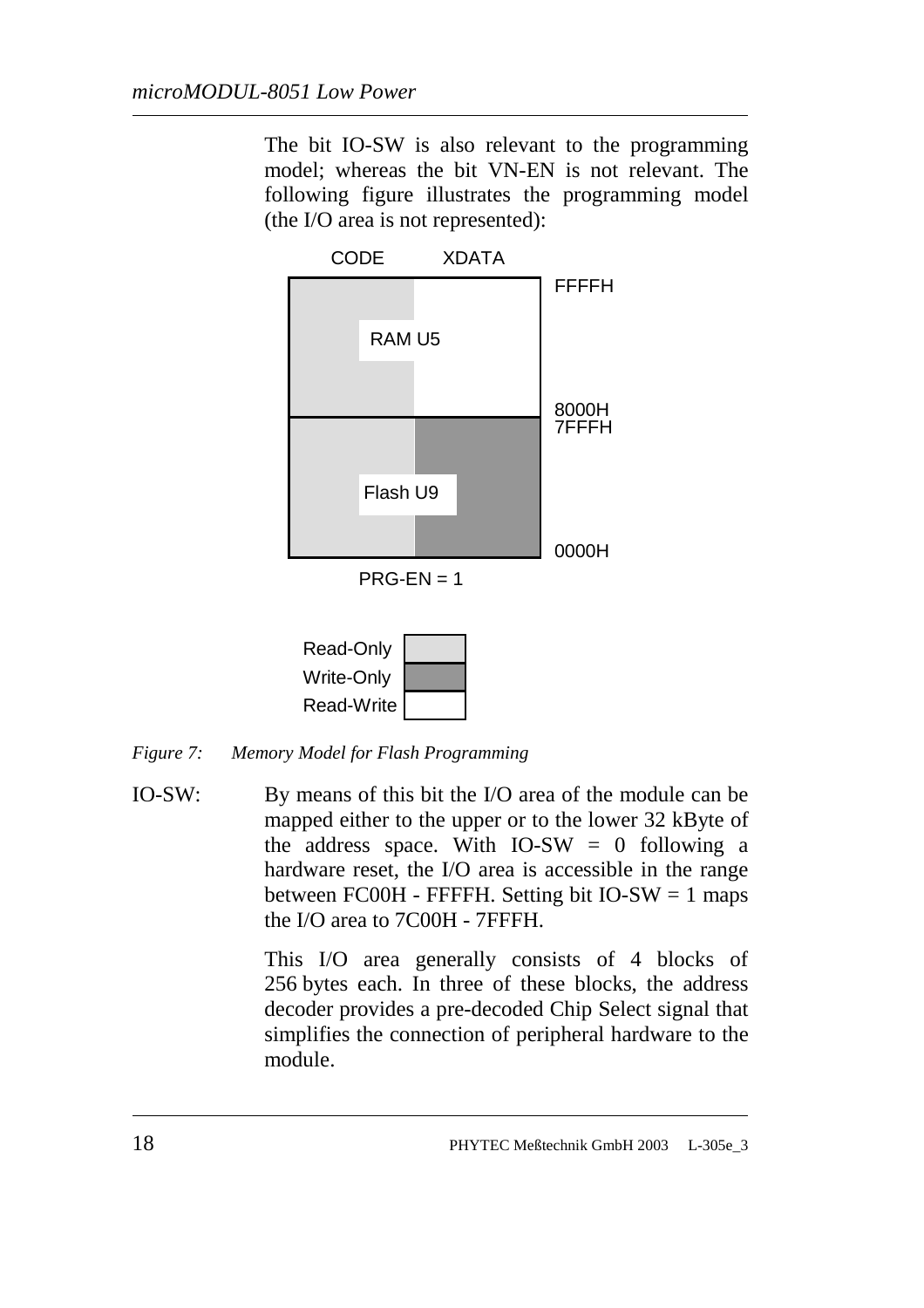The bit IO-SW is also relevant to the programming model; whereas the bit VN-EN is not relevant. The following figure illustrates the programming model (the I/O area is not represented):

| | CODE | XDATA | |
|---|---|---|---|
| | RAM U5 (Read-Only) | RAM U5 (Read-Write) | FFFFH – 8000H |
| | Flash U9 (Read-Only) | Flash U9 (Write-Only) | 7FFFH – 0000H |

PRG-EN = 1

*Figure 7: Memory Model for Flash Programming*

IO-SW: By means of this bit the I/O area of the module can be mapped either to the upper or to the lower 32 kByte of the address space. With IO-SW = 0 following a hardware reset, the I/O area is accessible in the range between FC00H - FFFFH. Setting bit IO-SW = 1 maps the I/O area to 7C00H - 7FFFH.

This I/O area generally consists of 4 blocks of 256 bytes each. In three of these blocks, the address decoder provides a pre-decoded Chip Select signal that simplifies the connection of peripheral hardware to the module.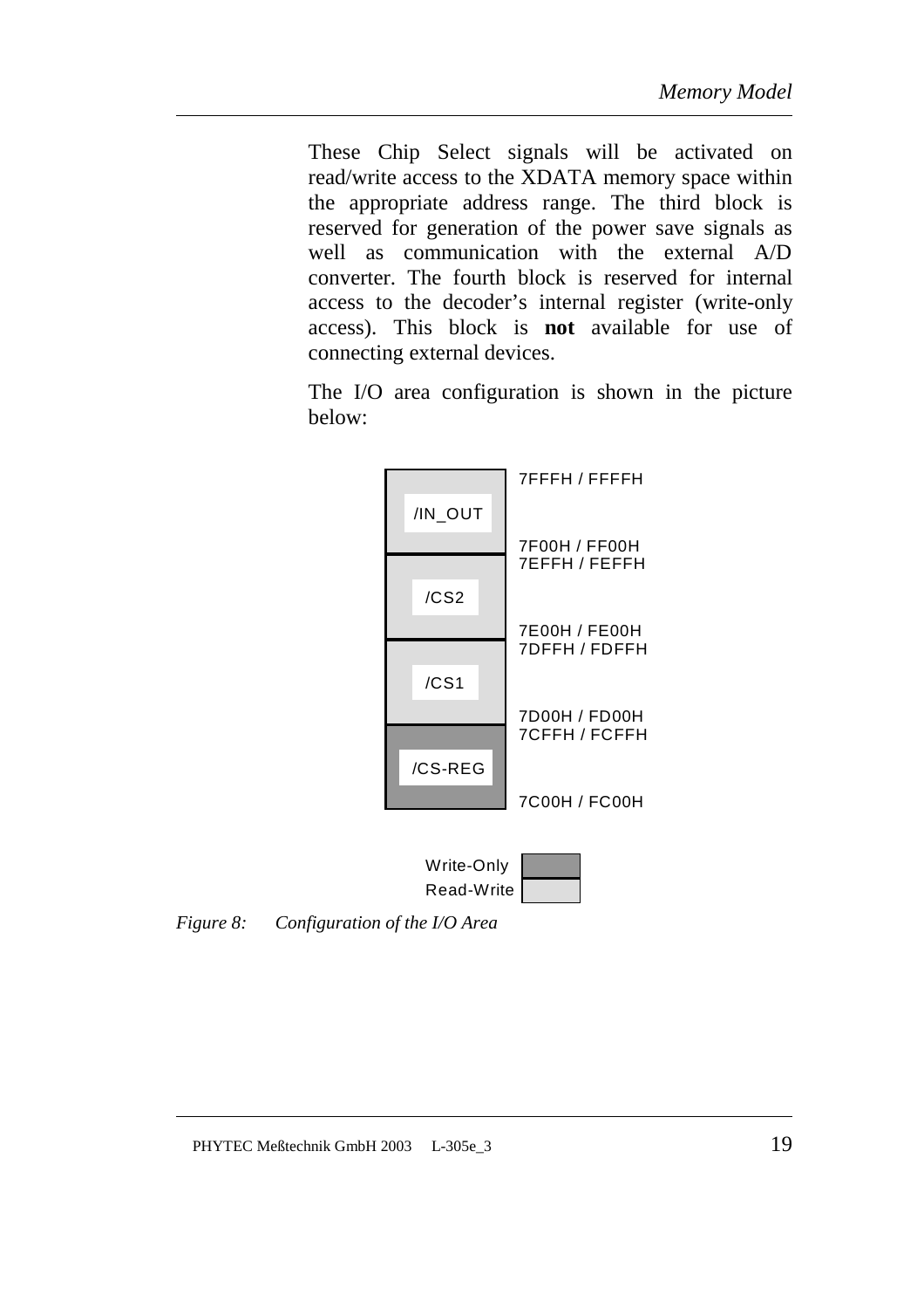These Chip Select signals will be activated on read/write access to the XDATA memory space within the appropriate address range. The third block is reserved for generation of the power save signals as well as communication with the external A/D converter. The fourth block is reserved for internal access to the decoder's internal register (write-only access). This block is **not** available for use of connecting external devices.

The I/O area configuration is shown in the picture below:

| Block | Address Range | Access |
|---|---|---|
| /IN_OUT | 7F00H / FF00H – 7FFFH / FFFFH | Read-Write |
| /CS2 | 7E00H / FE00H – 7EFFH / FEFFH | Read-Write |
| /CS1 | 7D00H / FD00H – 7DFFH / FDFFH | Read-Write |
| /CS-REG | 7C00H / FC00H – 7CFFH / FCFFH | Write-Only |

*Figure 8: Configuration of the I/O Area*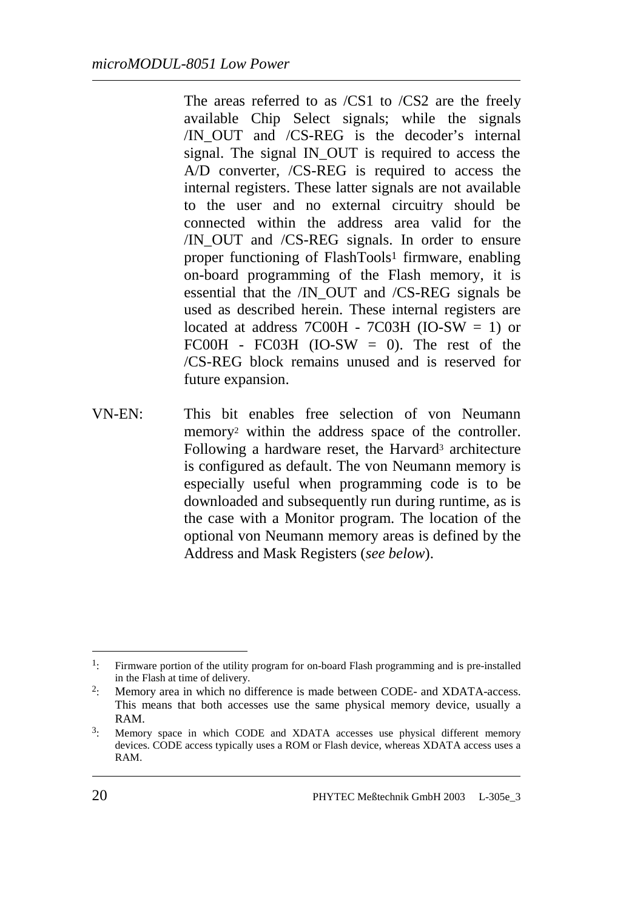The areas referred to as /CS1 to /CS2 are the freely available Chip Select signals; while the signals /IN_OUT and /CS-REG is the decoder's internal signal. The signal IN_OUT is required to access the A/D converter, /CS-REG is required to access the internal registers. These latter signals are not available to the user and no external circuitry should be connected within the address area valid for the /IN_OUT and /CS-REG signals. In order to ensure proper functioning of FlashTools[1] firmware, enabling on-board programming of the Flash memory, it is essential that the /IN_OUT and /CS-REG signals be used as described herein. These internal registers are located at address 7C00H - 7C03H (IO-SW = 1) or FC00H - FC03H (IO-SW = 0). The rest of the /CS-REG block remains unused and is reserved for future expansion.

VN-EN: This bit enables free selection of von Neumann memory[2] within the address space of the controller. Following a hardware reset, the Harvard[3] architecture is configured as default. The von Neumann memory is especially useful when programming code is to be downloaded and subsequently run during runtime, as is the case with a Monitor program. The location of the optional von Neumann memory areas is defined by the Address and Mask Registers (*see below*).

---

[1]: Firmware portion of the utility program for on-board Flash programming and is pre-installed in the Flash at time of delivery.

[2]: Memory area in which no difference is made between CODE- and XDATA-access. This means that both accesses use the same physical memory device, usually a RAM.

[3]: Memory space in which CODE and XDATA accesses use physical different memory devices. CODE access typically uses a ROM or Flash device, whereas XDATA access uses a RAM.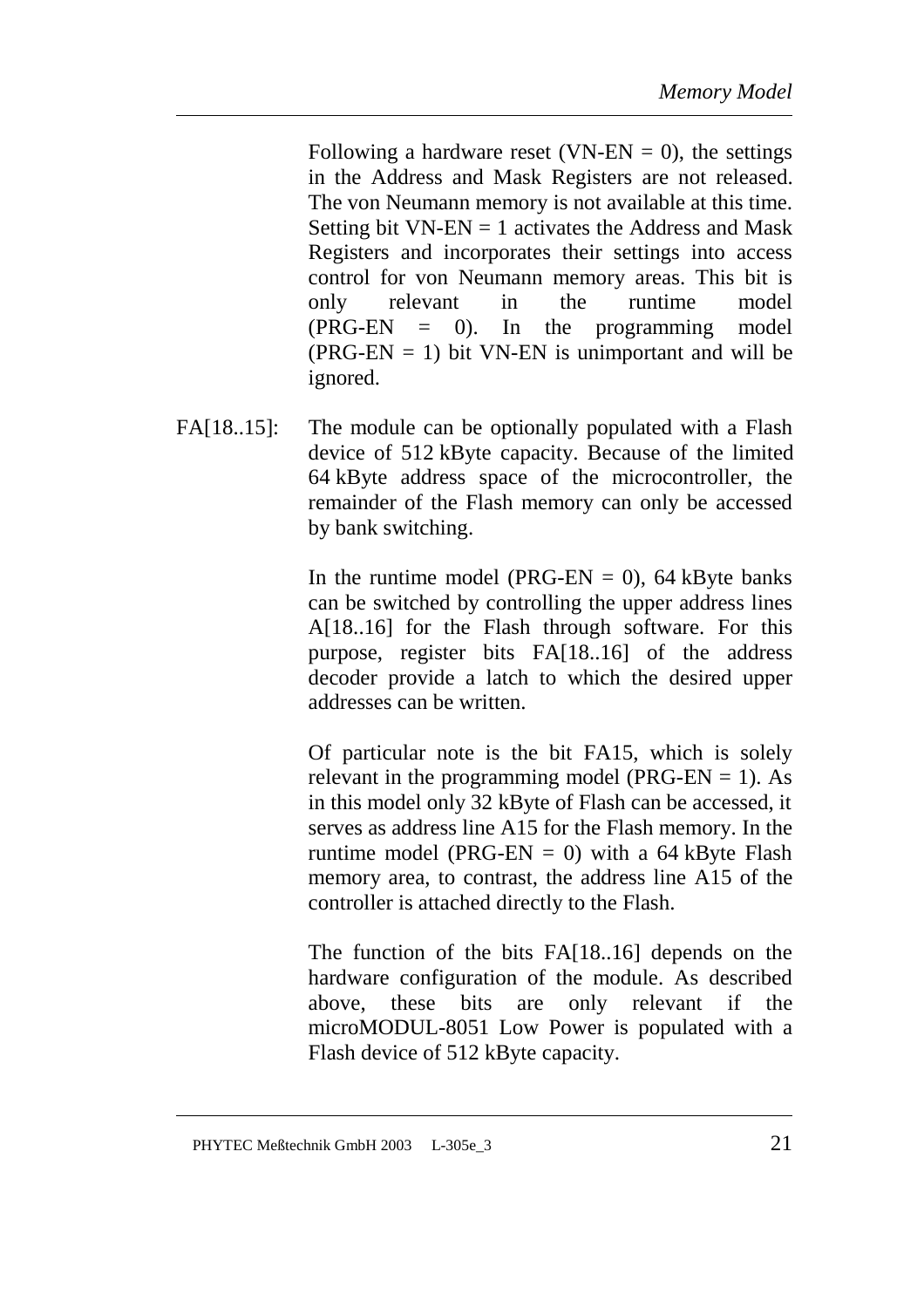Following a hardware reset (VN-EN = 0), the settings in the Address and Mask Registers are not released. The von Neumann memory is not available at this time. Setting bit VN-EN = 1 activates the Address and Mask Registers and incorporates their settings into access control for von Neumann memory areas. This bit is only relevant in the runtime model (PRG-EN = 0). In the programming model (PRG-EN = 1) bit VN-EN is unimportant and will be ignored.

FA[18..15]: The module can be optionally populated with a Flash device of 512 kByte capacity. Because of the limited 64 kByte address space of the microcontroller, the remainder of the Flash memory can only be accessed by bank switching.

In the runtime model (PRG-EN = 0), 64 kByte banks can be switched by controlling the upper address lines A[18..16] for the Flash through software. For this purpose, register bits FA[18..16] of the address decoder provide a latch to which the desired upper addresses can be written.

Of particular note is the bit FA15, which is solely relevant in the programming model (PRG-EN = 1). As in this model only 32 kByte of Flash can be accessed, it serves as address line A15 for the Flash memory. In the runtime model (PRG-EN = 0) with a 64 kByte Flash memory area, to contrast, the address line A15 of the controller is attached directly to the Flash.

The function of the bits FA[18..16] depends on the hardware configuration of the module. As described above, these bits are only relevant if the microMODUL-8051 Low Power is populated with a Flash device of 512 kByte capacity.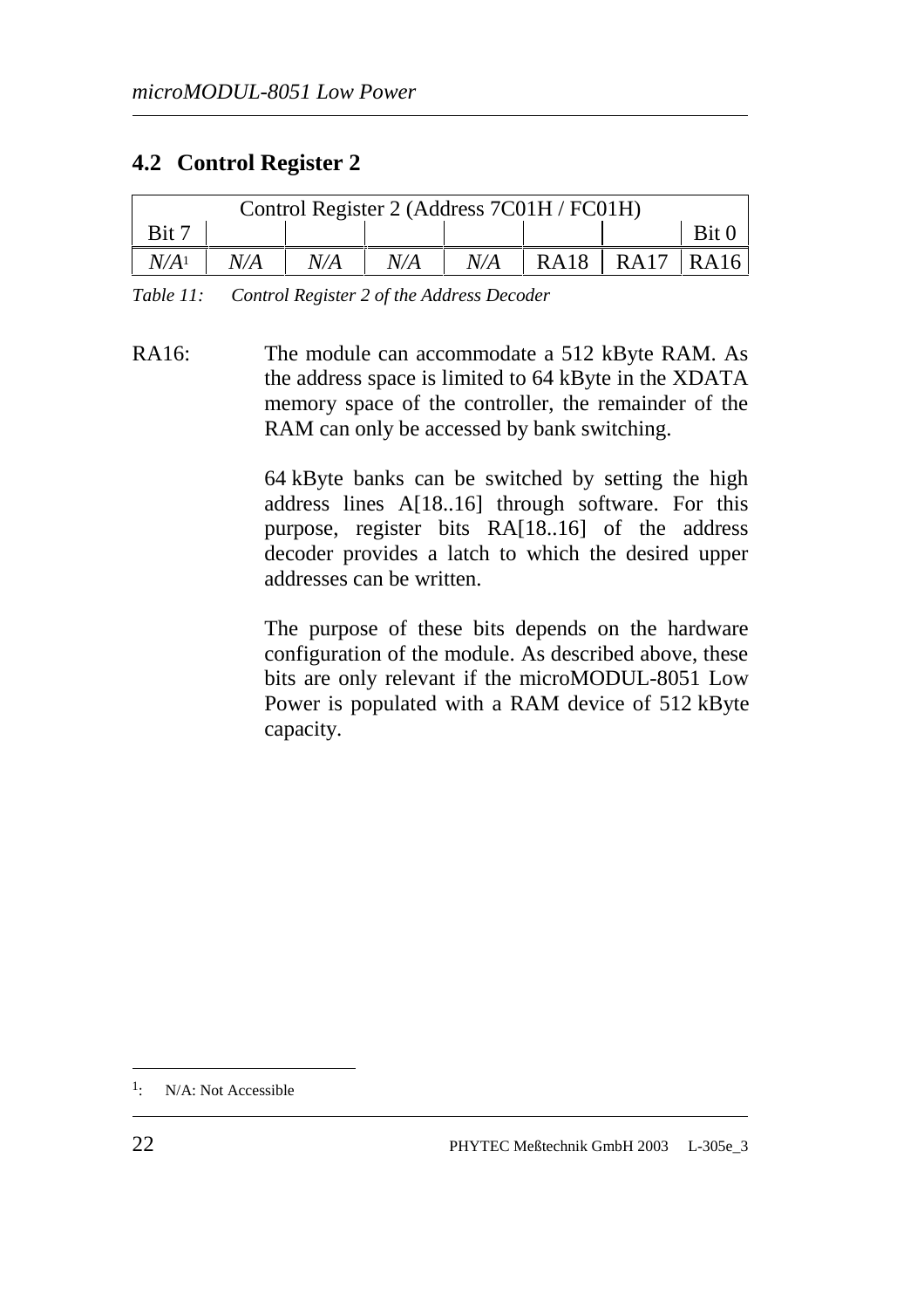## 4.2 Control Register 2

| Control Register 2 (Address 7C01H / FC01H) | | | | | | | |
|---|---|---|---|---|---|---|---|
| Bit 7 | | | | | | | Bit 0 |
| *N/A*[1] | *N/A* | *N/A* | *N/A* | *N/A* | RA18 | RA17 | RA16 |

*Table 11: Control Register 2 of the Address Decoder*

RA16: The module can accommodate a 512 kByte RAM. As the address space is limited to 64 kByte in the XDATA memory space of the controller, the remainder of the RAM can only be accessed by bank switching.

64 kByte banks can be switched by setting the high address lines A[18..16] through software. For this purpose, register bits RA[18..16] of the address decoder provides a latch to which the desired upper addresses can be written.

The purpose of these bits depends on the hardware configuration of the module. As described above, these bits are only relevant if the microMODUL-8051 Low Power is populated with a RAM device of 512 kByte capacity.

---

[1]: N/A: Not Accessible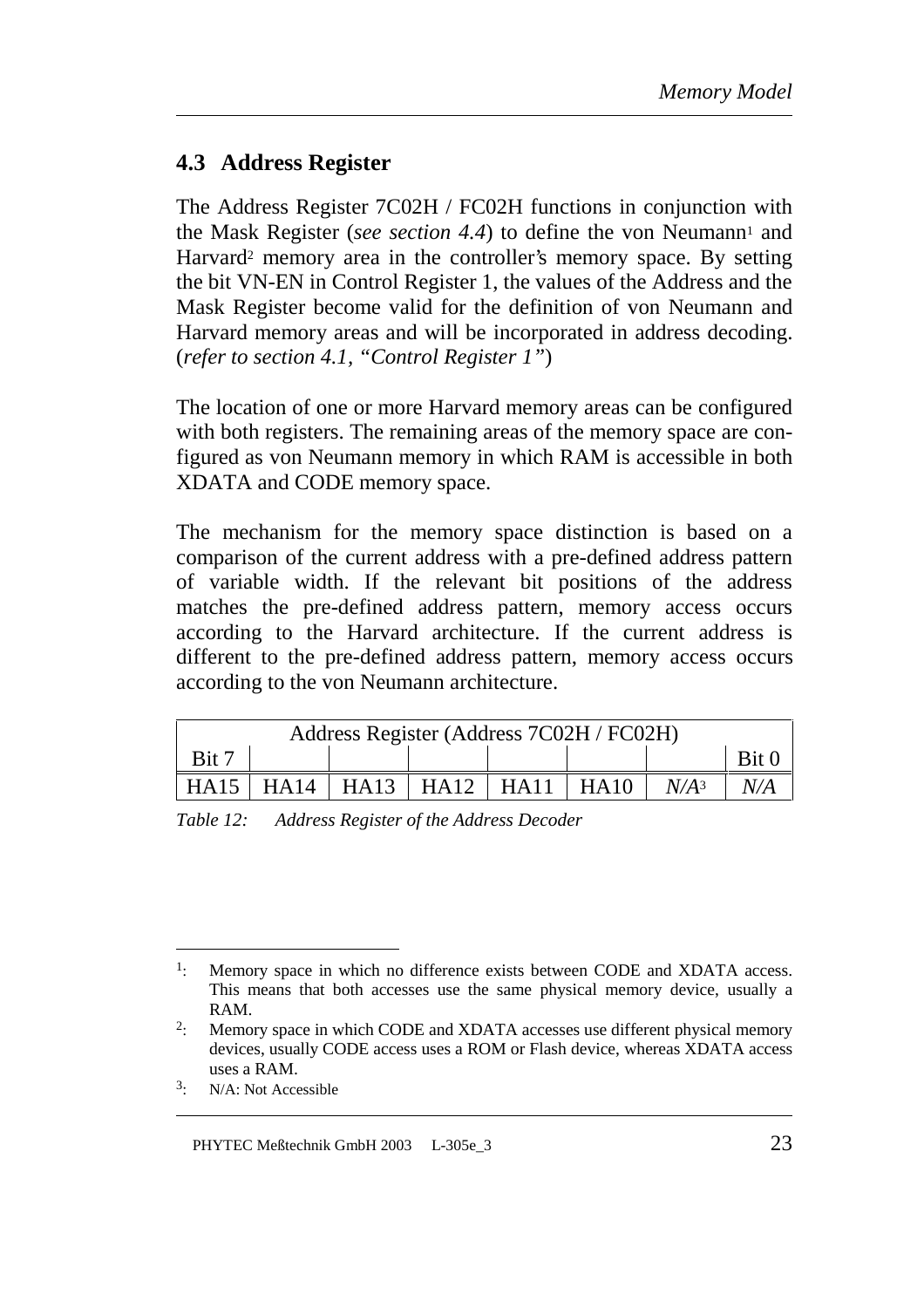## 4.3 Address Register

The Address Register 7C02H / FC02H functions in conjunction with the Mask Register (*see section 4.4*) to define the von Neumann[1] and Harvard[2] memory area in the controller's memory space. By setting the bit VN-EN in Control Register 1, the values of the Address and the Mask Register become valid for the definition of von Neumann and Harvard memory areas and will be incorporated in address decoding. (*refer to section 4.1, "Control Register 1"*)

The location of one or more Harvard memory areas can be configured with both registers. The remaining areas of the memory space are configured as von Neumann memory in which RAM is accessible in both XDATA and CODE memory space.

The mechanism for the memory space distinction is based on a comparison of the current address with a pre-defined address pattern of variable width. If the relevant bit positions of the address matches the pre-defined address pattern, memory access occurs according to the Harvard architecture. If the current address is different to the pre-defined address pattern, memory access occurs according to the von Neumann architecture.

| Address Register (Address 7C02H / FC02H) | | | | | | | |
|---|---|---|---|---|---|---|---|
| Bit 7 | | | | | | | Bit 0 |
| HA15 | HA14 | HA13 | HA12 | HA11 | HA10 | *N/A*[3] | *N/A* |

*Table 12: Address Register of the Address Decoder*

---

[1]: Memory space in which no difference exists between CODE and XDATA access. This means that both accesses use the same physical memory device, usually a RAM.

[2]: Memory space in which CODE and XDATA accesses use different physical memory devices, usually CODE access uses a ROM or Flash device, whereas XDATA access uses a RAM.

[3]: N/A: Not Accessible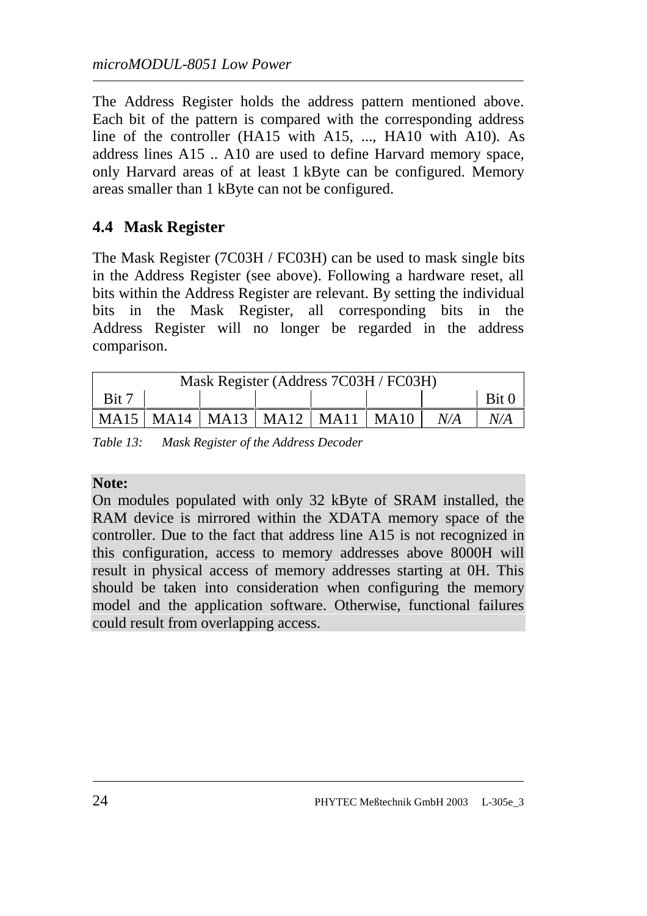The Address Register holds the address pattern mentioned above. Each bit of the pattern is compared with the corresponding address line of the controller (HA15 with A15, ..., HA10 with A10). As address lines A15 .. A10 are used to define Harvard memory space, only Harvard areas of at least 1 kByte can be configured. Memory areas smaller than 1 kByte can not be configured.

## 4.4 Mask Register

The Mask Register (7C03H / FC03H) can be used to mask single bits in the Address Register (see above). Following a hardware reset, all bits within the Address Register are relevant. By setting the individual bits in the Mask Register, all corresponding bits in the Address Register will no longer be regarded in the address comparison.

| Mask Register (Address 7C03H / FC03H) | | | | | | | |
|---|---|---|---|---|---|---|---|
| Bit 7 | | | | | | | Bit 0 |
| MA15 | MA14 | MA13 | MA12 | MA11 | MA10 | *N/A* | *N/A* |

*Table 13: Mask Register of the Address Decoder*

**Note:**
On modules populated with only 32 kByte of SRAM installed, the RAM device is mirrored within the XDATA memory space of the controller. Due to the fact that address line A15 is not recognized in this configuration, access to memory addresses above 8000H will result in physical access of memory addresses starting at 0H. This should be taken into consideration when configuring the memory model and the application software. Otherwise, functional failures could result from overlapping access.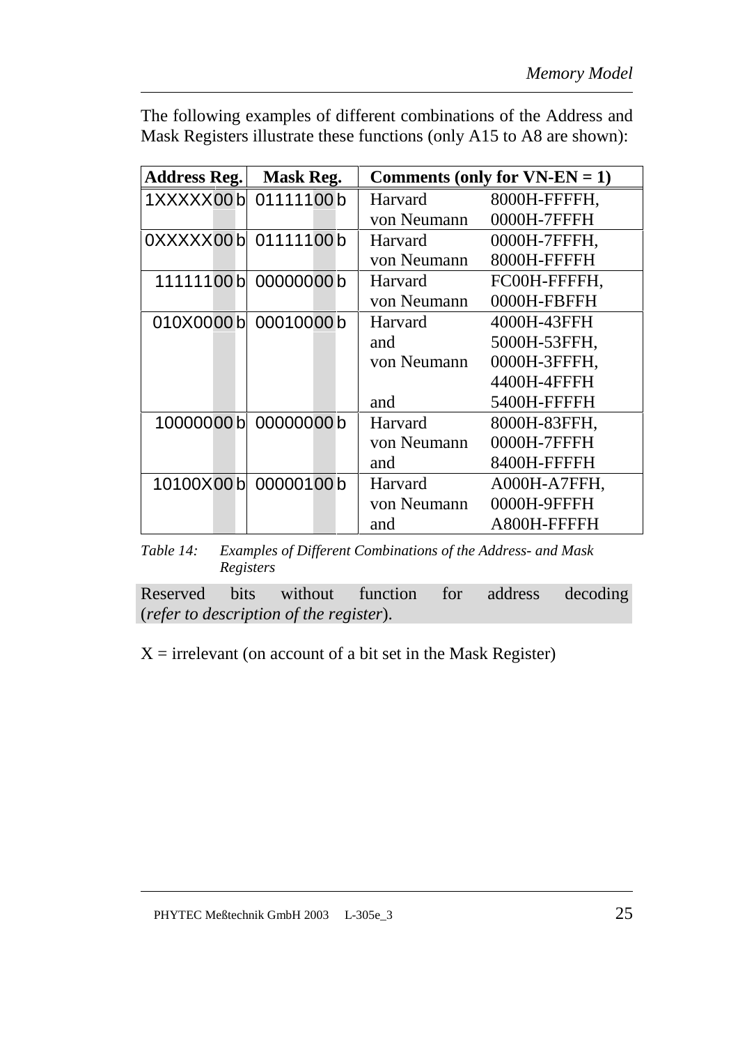The following examples of different combinations of the Address and Mask Registers illustrate these functions (only A15 to A8 are shown):

| Address Reg. | Mask Reg. | Comments (only for VN-EN = 1) | |
|---|---|---|---|
| 1XXXXX00 b | 01111100 b | Harvard | 8000H-FFFFH, |
| | | von Neumann | 0000H-7FFFH |
| 0XXXXX00 b | 01111100 b | Harvard | 0000H-7FFFH, |
| | | von Neumann | 8000H-FFFFH |
| 11111100 b | 00000000 b | Harvard | FC00H-FFFFH, |
| | | von Neumann | 0000H-FBFFH |
| 010X0000 b | 00010000 b | Harvard | 4000H-43FFH |
| | | and | 5000H-53FFH, |
| | | von Neumann | 0000H-3FFFH, |
| | | | 4400H-4FFFH |
| | | and | 5400H-FFFFH |
| 10000000 b | 00000000 b | Harvard | 8000H-83FFH, |
| | | von Neumann | 0000H-7FFFH |
| | | and | 8400H-FFFFH |
| 10100X00 b | 00000100 b | Harvard | A000H-A7FFH, |
| | | von Neumann | 0000H-9FFFH |
| | | and | A800H-FFFFH |

*Table 14: Examples of Different Combinations of the Address- and Mask Registers*

Reserved bits without function for address decoding (*refer to description of the register*).

X = irrelevant (on account of a bit set in the Mask Register)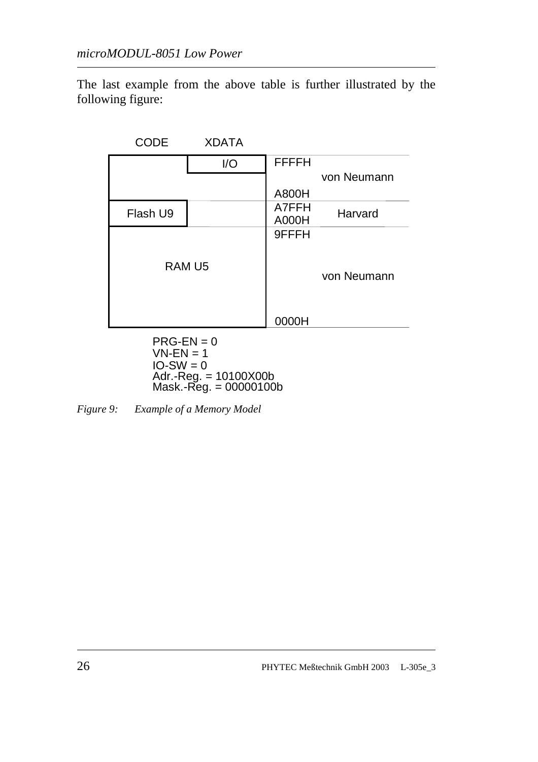The last example from the above table is further illustrated by the following figure:

| CODE | XDATA | Address | Model |
|---|---|---|---|
| | I/O | FFFFH | von Neumann |
| | | A800H | |
| Flash U9 | | A7FFH | Harvard |
| | | A000H | |
| RAM U5 | | 9FFFH | von Neumann |
| | | 0000H | |

PRG-EN = 0
VN-EN = 1
IO-SW = 0
Adr.-Reg. = 10100X00b
Mask.-Reg. = 00000100b

*Figure 9: Example of a Memory Model*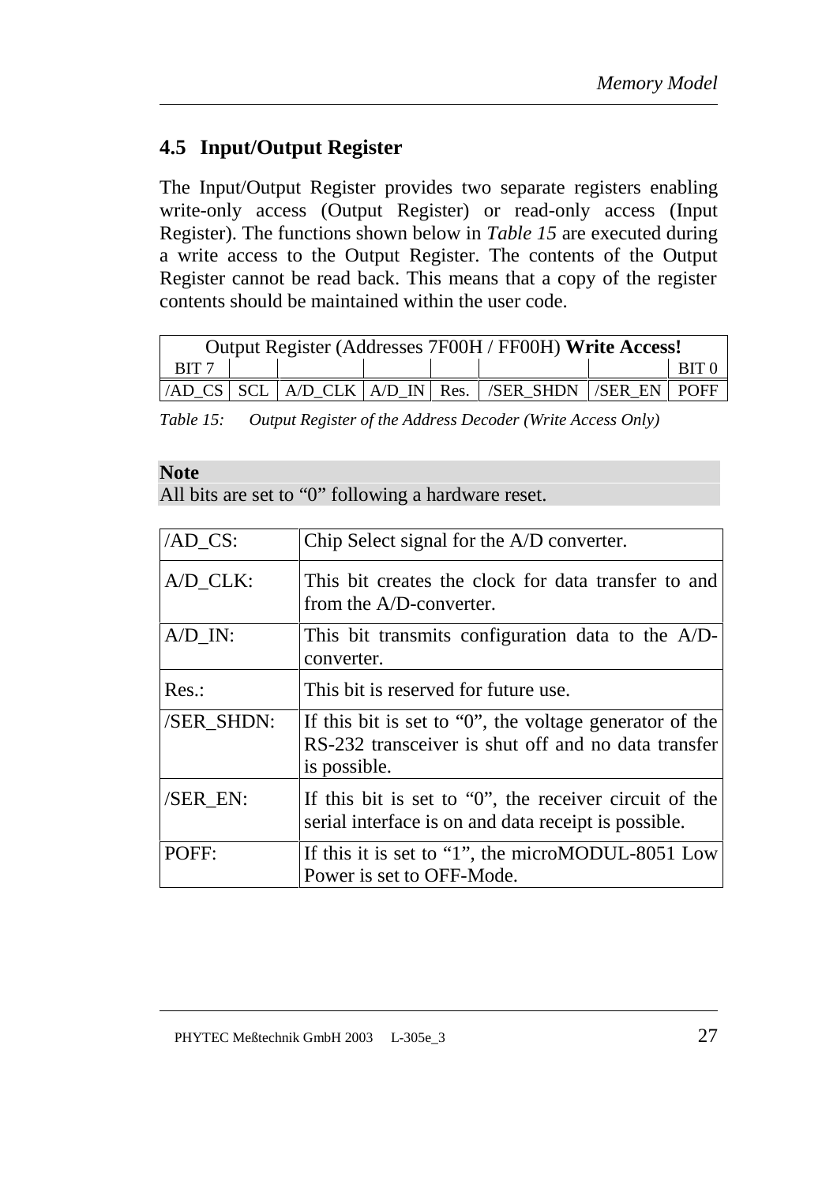## 4.5 Input/Output Register

The Input/Output Register provides two separate registers enabling write-only access (Output Register) or read-only access (Input Register). The functions shown below in *Table 15* are executed during a write access to the Output Register. The contents of the Output Register cannot be read back. This means that a copy of the register contents should be maintained within the user code.

| Output Register (Addresses 7F00H / FF00H) **Write Access!** | | | | | | | |
|---|---|---|---|---|---|---|---|
| BIT 7 | | | | | | | BIT 0 |
| /AD_CS | SCL | A/D_CLK | A/D_IN | Res. | /SER_SHDN | /SER_EN | POFF |

*Table 15: Output Register of the Address Decoder (Write Access Only)*

**Note**
All bits are set to “0” following a hardware reset.

| | |
|---|---|
| /AD_CS: | Chip Select signal for the A/D converter. |
| A/D_CLK: | This bit creates the clock for data transfer to and from the A/D-converter. |
| A/D_IN: | This bit transmits configuration data to the A/D-converter. |
| Res.: | This bit is reserved for future use. |
| /SER_SHDN: | If this bit is set to “0”, the voltage generator of the RS-232 transceiver is shut off and no data transfer is possible. |
| /SER_EN: | If this bit is set to “0”, the receiver circuit of the serial interface is on and data receipt is possible. |
| POFF: | If this it is set to “1”, the microMODUL-8051 Low Power is set to OFF-Mode. |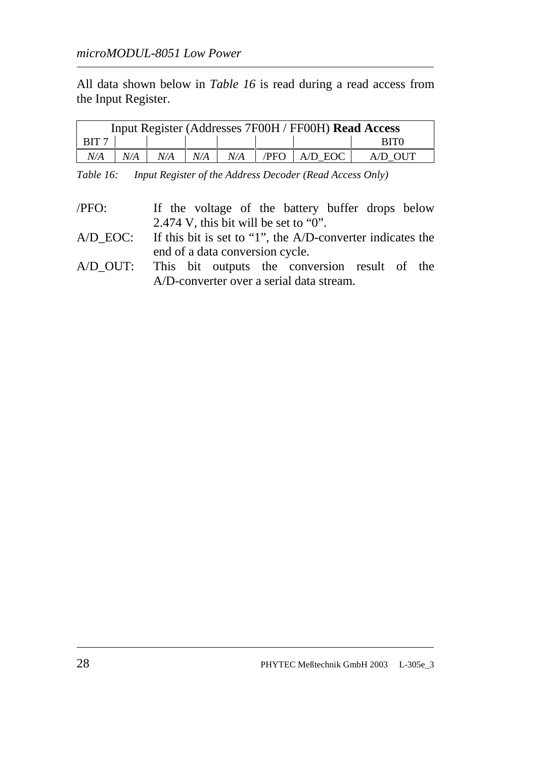All data shown below in *Table 16* is read during a read access from the Input Register.

| Input Register (Addresses 7F00H / FF00H) **Read Access** | | | | | | | |
|---|---|---|---|---|---|---|---|
| BIT 7 | | | | | | | BIT0 |
| *N/A* | *N/A* | *N/A* | *N/A* | *N/A* | /PFO | A/D_EOC | A/D_OUT |

*Table 16: Input Register of the Address Decoder (Read Access Only)*

/PFO: If the voltage of the battery buffer drops below 2.474 V, this bit will be set to "0".

A/D_EOC: If this bit is set to "1", the A/D-converter indicates the end of a data conversion cycle.

A/D_OUT: This bit outputs the conversion result of the A/D-converter over a serial data stream.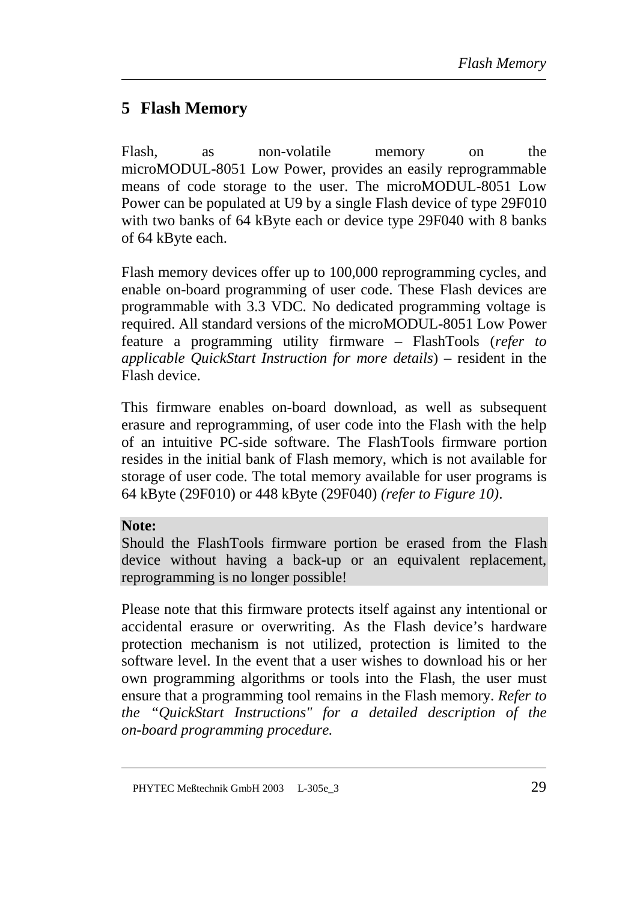# 5 Flash Memory

Flash, as non-volatile memory on the microMODUL-8051 Low Power, provides an easily reprogrammable means of code storage to the user. The microMODUL-8051 Low Power can be populated at U9 by a single Flash device of type 29F010 with two banks of 64 kByte each or device type 29F040 with 8 banks of 64 kByte each.

Flash memory devices offer up to 100,000 reprogramming cycles, and enable on-board programming of user code. These Flash devices are programmable with 3.3 VDC. No dedicated programming voltage is required. All standard versions of the microMODUL-8051 Low Power feature a programming utility firmware – FlashTools (*refer to applicable QuickStart Instruction for more details*) – resident in the Flash device.

This firmware enables on-board download, as well as subsequent erasure and reprogramming, of user code into the Flash with the help of an intuitive PC-side software. The FlashTools firmware portion resides in the initial bank of Flash memory, which is not available for storage of user code. The total memory available for user programs is 64 kByte (29F010) or 448 kByte (29F040) *(refer to Figure 10)*.

**Note:**
Should the FlashTools firmware portion be erased from the Flash device without having a back-up or an equivalent replacement, reprogramming is no longer possible!

Please note that this firmware protects itself against any intentional or accidental erasure or overwriting. As the Flash device's hardware protection mechanism is not utilized, protection is limited to the software level. In the event that a user wishes to download his or her own programming algorithms or tools into the Flash, the user must ensure that a programming tool remains in the Flash memory. *Refer to the "QuickStart Instructions" for a detailed description of the on-board programming procedure.*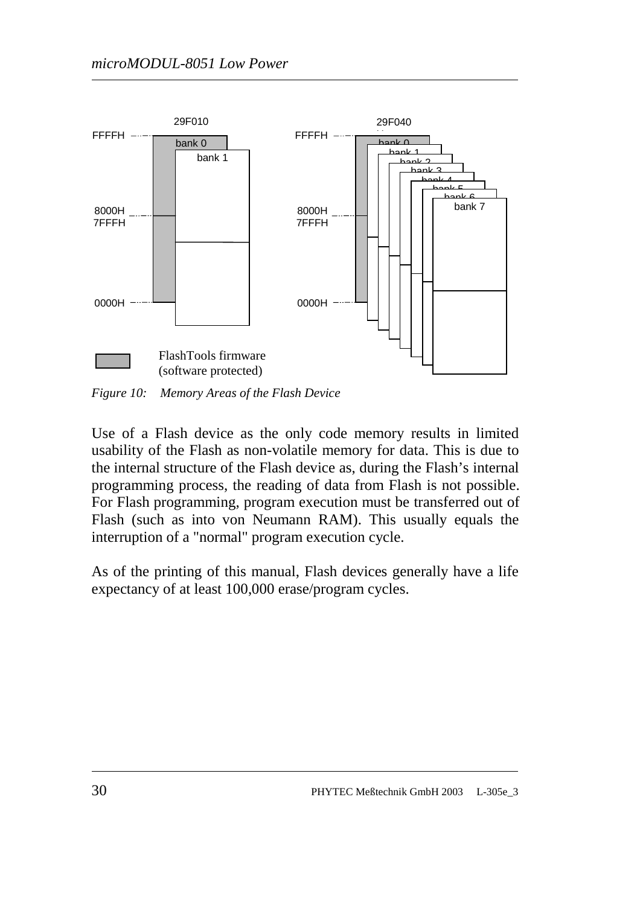29F010

FFFFH — bank 0, bank 1

8000H
7FFFH

0000H

29F040

FFFFH — bank 0, bank 1, bank 2, bank 3, bank 4, bank 5, bank 6, bank 7

8000H
7FFFH

0000H

FlashTools firmware
(software protected)

*Figure 10: Memory Areas of the Flash Device*

Use of a Flash device as the only code memory results in limited usability of the Flash as non-volatile memory for data. This is due to the internal structure of the Flash device as, during the Flash's internal programming process, the reading of data from Flash is not possible. For Flash programming, program execution must be transferred out of Flash (such as into von Neumann RAM). This usually equals the interruption of a "normal" program execution cycle.

As of the printing of this manual, Flash devices generally have a life expectancy of at least 100,000 erase/program cycles.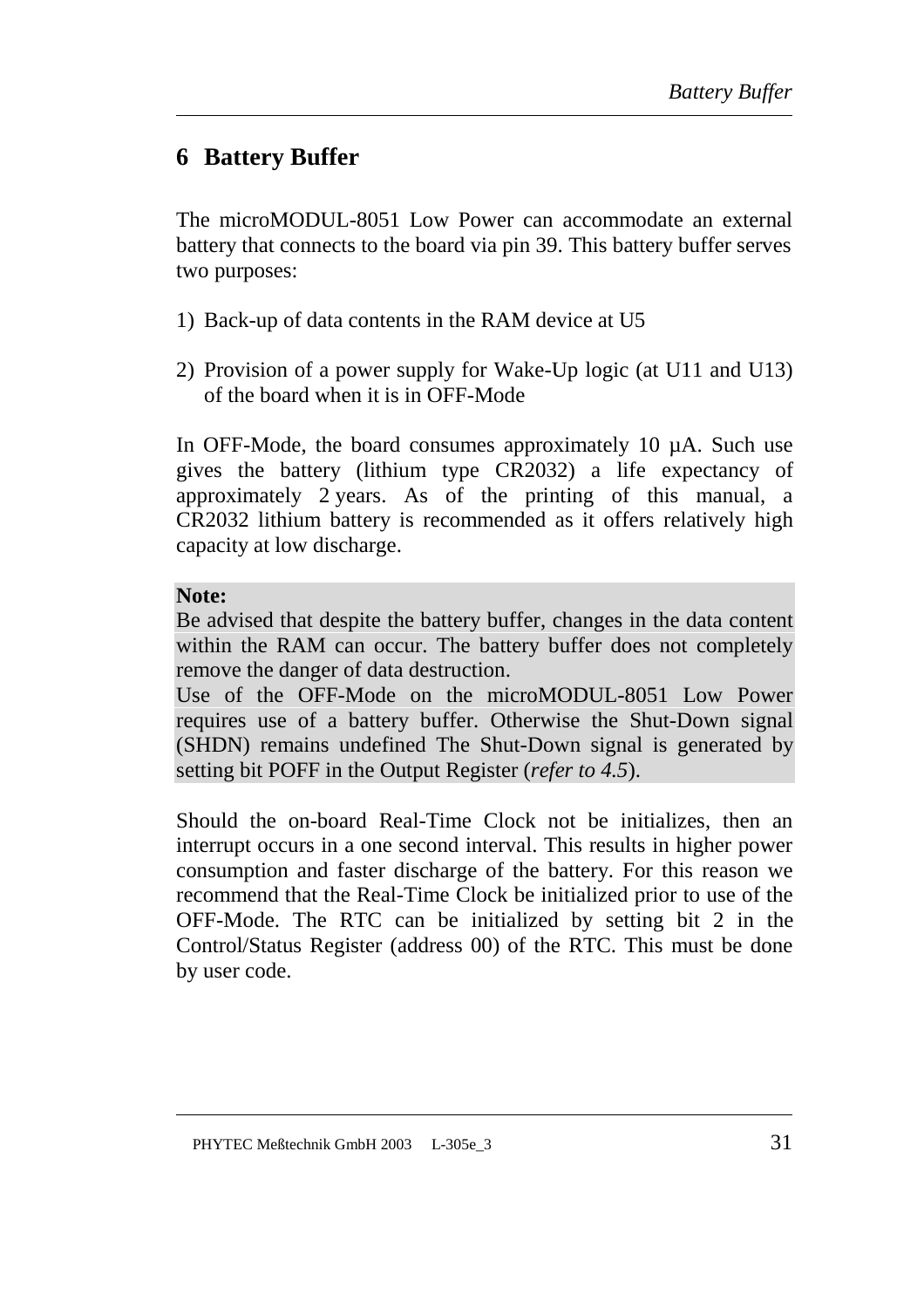# 6 Battery Buffer

The microMODUL-8051 Low Power can accommodate an external battery that connects to the board via pin 39. This battery buffer serves two purposes:

1) Back-up of data contents in the RAM device at U5

2) Provision of a power supply for Wake-Up logic (at U11 and U13) of the board when it is in OFF-Mode

In OFF-Mode, the board consumes approximately 10 µA. Such use gives the battery (lithium type CR2032) a life expectancy of approximately 2 years. As of the printing of this manual, a CR2032 lithium battery is recommended as it offers relatively high capacity at low discharge.

**Note:**
Be advised that despite the battery buffer, changes in the data content within the RAM can occur. The battery buffer does not completely remove the danger of data destruction.
Use of the OFF-Mode on the microMODUL-8051 Low Power requires use of a battery buffer. Otherwise the Shut-Down signal (SHDN) remains undefined The Shut-Down signal is generated by setting bit POFF in the Output Register (*refer to 4.5*).

Should the on-board Real-Time Clock not be initializes, then an interrupt occurs in a one second interval. This results in higher power consumption and faster discharge of the battery. For this reason we recommend that the Real-Time Clock be initialized prior to use of the OFF-Mode. The RTC can be initialized by setting bit 2 in the Control/Status Register (address 00) of the RTC. This must be done by user code.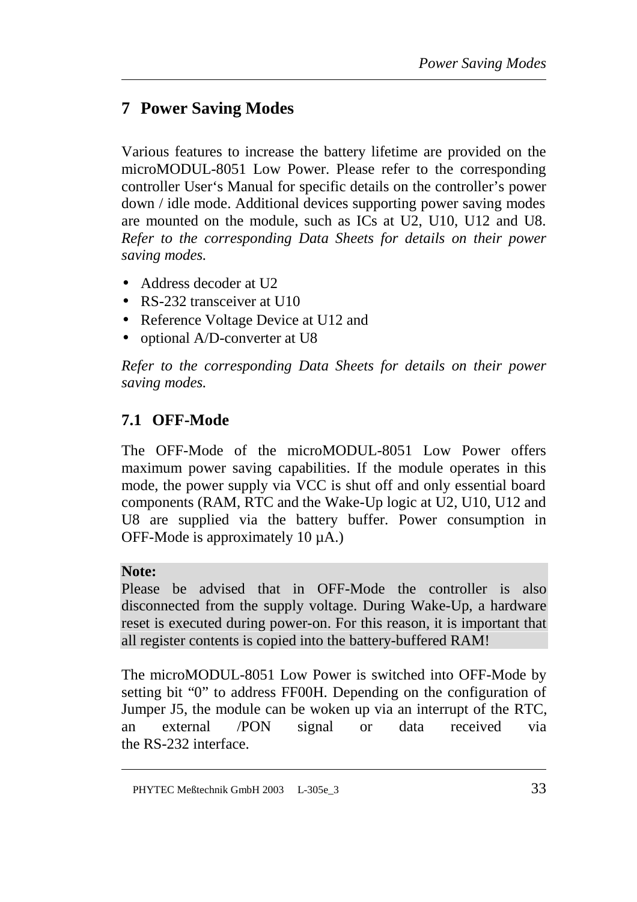# 7 Power Saving Modes

Various features to increase the battery lifetime are provided on the microMODUL-8051 Low Power. Please refer to the corresponding controller User's Manual for specific details on the controller's power down / idle mode. Additional devices supporting power saving modes are mounted on the module, such as ICs at U2, U10, U12 and U8. *Refer to the corresponding Data Sheets for details on their power saving modes.*

- Address decoder at U2
- RS-232 transceiver at U10
- Reference Voltage Device at U12 and
- optional A/D-converter at U8

*Refer to the corresponding Data Sheets for details on their power saving modes.*

## 7.1 OFF-Mode

The OFF-Mode of the microMODUL-8051 Low Power offers maximum power saving capabilities. If the module operates in this mode, the power supply via VCC is shut off and only essential board components (RAM, RTC and the Wake-Up logic at U2, U10, U12 and U8 are supplied via the battery buffer. Power consumption in OFF-Mode is approximately 10 µA.)

**Note:**
Please be advised that in OFF-Mode the controller is also disconnected from the supply voltage. During Wake-Up, a hardware reset is executed during power-on. For this reason, it is important that all register contents is copied into the battery-buffered RAM!

The microMODUL-8051 Low Power is switched into OFF-Mode by setting bit "0" to address FF00H. Depending on the configuration of Jumper J5, the module can be woken up via an interrupt of the RTC, an external /PON signal or data received via the RS-232 interface.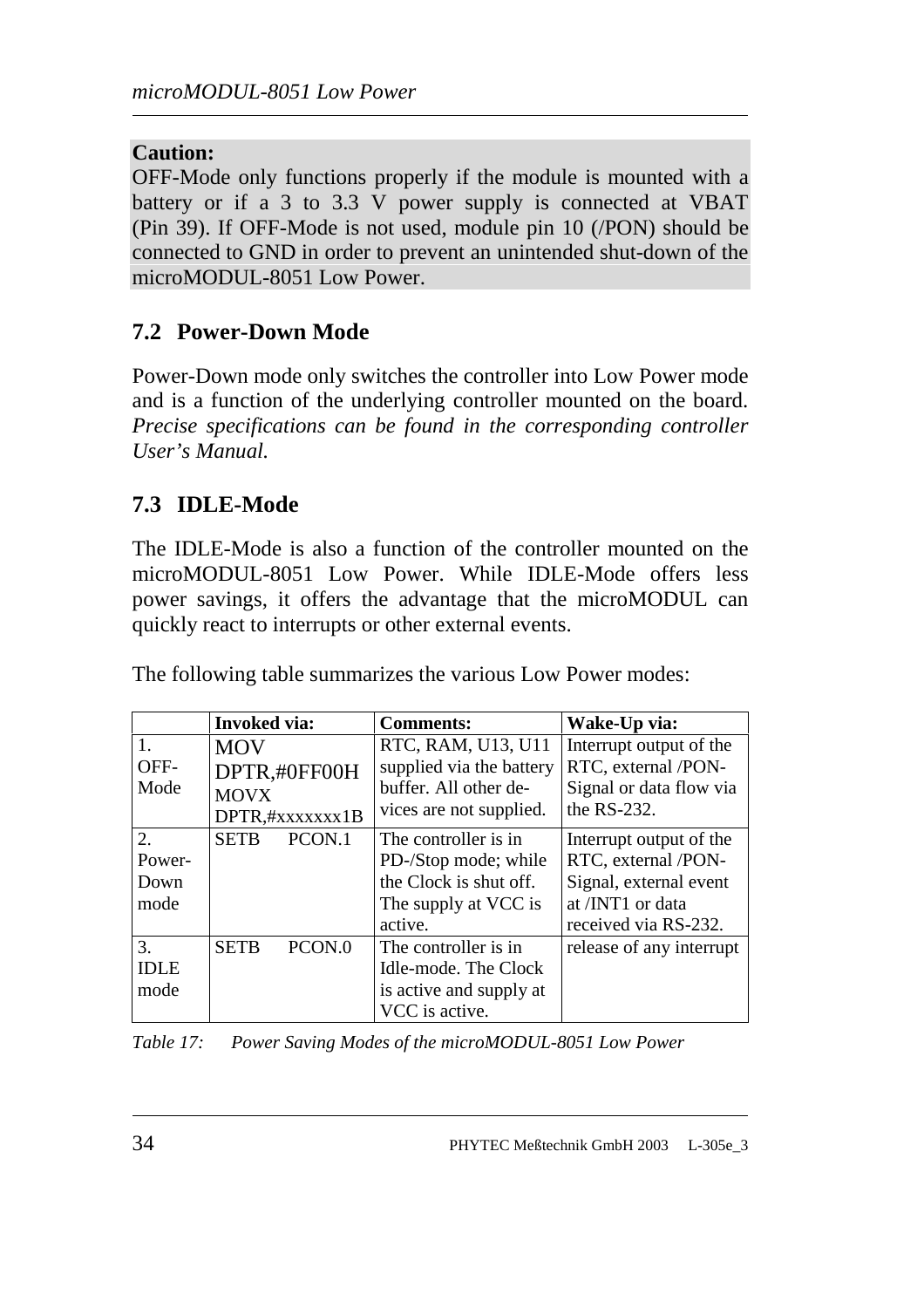**Caution:**
OFF-Mode only functions properly if the module is mounted with a battery or if a 3 to 3.3 V power supply is connected at VBAT (Pin 39). If OFF-Mode is not used, module pin 10 (/PON) should be connected to GND in order to prevent an unintended shut-down of the microMODUL-8051 Low Power.

## 7.2 Power-Down Mode

Power-Down mode only switches the controller into Low Power mode and is a function of the underlying controller mounted on the board. *Precise specifications can be found in the corresponding controller User's Manual.*

## 7.3 IDLE-Mode

The IDLE-Mode is also a function of the controller mounted on the microMODUL-8051 Low Power. While IDLE-Mode offers less power savings, it offers the advantage that the microMODUL can quickly react to interrupts or other external events.

The following table summarizes the various Low Power modes:

| | **Invoked via:** | **Comments:** | **Wake-Up via:** |
|---|---|---|---|
| 1. OFF-Mode | MOV DPTR,#0FF00H MOVX DPTR,#xxxxxxx1B | RTC, RAM, U13, U11 supplied via the battery buffer. All other devices are not supplied. | Interrupt output of the RTC, external /PON-Signal or data flow via the RS-232. |
| 2. Power-Down mode | SETB PCON.1 | The controller is in PD-/Stop mode; while the Clock is shut off. The supply at VCC is active. | Interrupt output of the RTC, external /PON-Signal, external event at /INT1 or data received via RS-232. |
| 3. IDLE mode | SETB PCON.0 | The controller is in Idle-mode. The Clock is active and supply at VCC is active. | release of any interrupt |

*Table 17: Power Saving Modes of the microMODUL-8051 Low Power*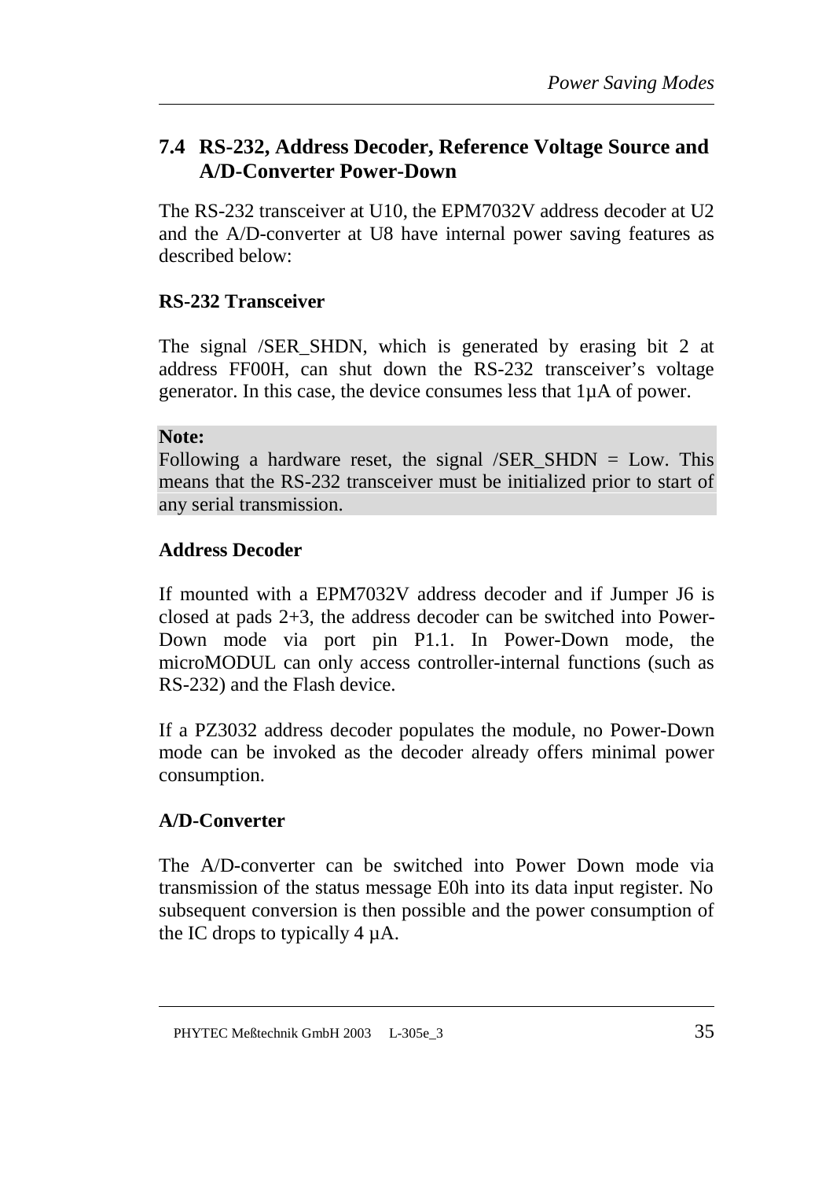## 7.4 RS-232, Address Decoder, Reference Voltage Source and A/D-Converter Power-Down

The RS-232 transceiver at U10, the EPM7032V address decoder at U2 and the A/D-converter at U8 have internal power saving features as described below:

**RS-232 Transceiver**

The signal /SER_SHDN, which is generated by erasing bit 2 at address FF00H, can shut down the RS-232 transceiver's voltage generator. In this case, the device consumes less that 1µA of power.

**Note:**
Following a hardware reset, the signal /SER_SHDN = Low. This means that the RS-232 transceiver must be initialized prior to start of any serial transmission.

**Address Decoder**

If mounted with a EPM7032V address decoder and if Jumper J6 is closed at pads 2+3, the address decoder can be switched into Power-Down mode via port pin P1.1. In Power-Down mode, the microMODUL can only access controller-internal functions (such as RS-232) and the Flash device.

If a PZ3032 address decoder populates the module, no Power-Down mode can be invoked as the decoder already offers minimal power consumption.

**A/D-Converter**

The A/D-converter can be switched into Power Down mode via transmission of the status message E0h into its data input register. No subsequent conversion is then possible and the power consumption of the IC drops to typically 4 µA.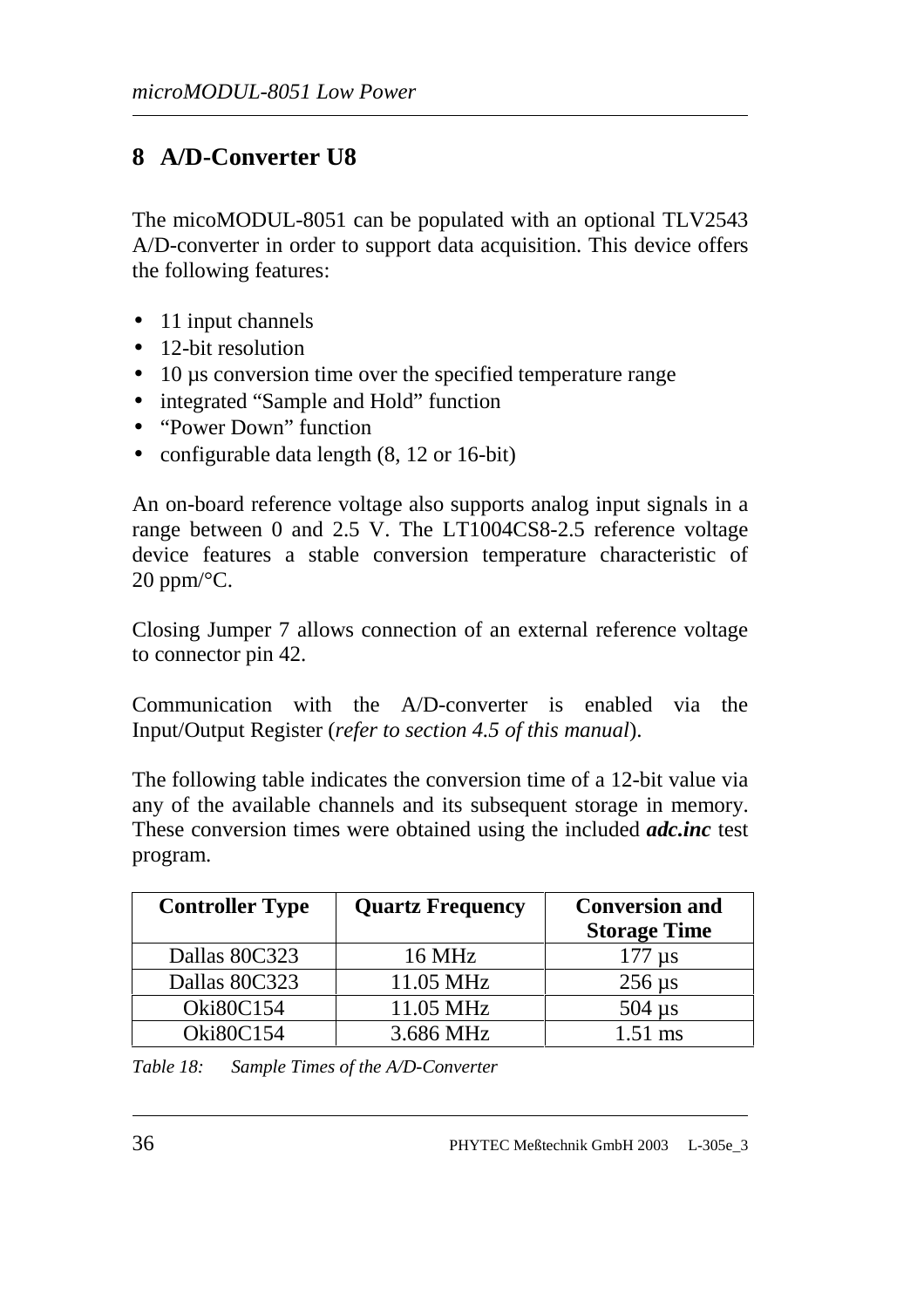# 8 A/D-Converter U8

The micoMODUL-8051 can be populated with an optional TLV2543 A/D-converter in order to support data acquisition. This device offers the following features:

- 11 input channels
- 12-bit resolution
- 10 µs conversion time over the specified temperature range
- integrated "Sample and Hold" function
- "Power Down" function
- configurable data length (8, 12 or 16-bit)

An on-board reference voltage also supports analog input signals in a range between 0 and 2.5 V. The LT1004CS8-2.5 reference voltage device features a stable conversion temperature characteristic of 20 ppm/°C.

Closing Jumper 7 allows connection of an external reference voltage to connector pin 42.

Communication with the A/D-converter is enabled via the Input/Output Register (*refer to section 4.5 of this manual*).

The following table indicates the conversion time of a 12-bit value via any of the available channels and its subsequent storage in memory. These conversion times were obtained using the included ***adc.inc*** test program.

| Controller Type | Quartz Frequency | Conversion and Storage Time |
|---|---|---|
| Dallas 80C323 | 16 MHz | 177 µs |
| Dallas 80C323 | 11.05 MHz | 256 µs |
| Oki80C154 | 11.05 MHz | 504 µs |
| Oki80C154 | 3.686 MHz | 1.51 ms |

*Table 18: Sample Times of the A/D-Converter*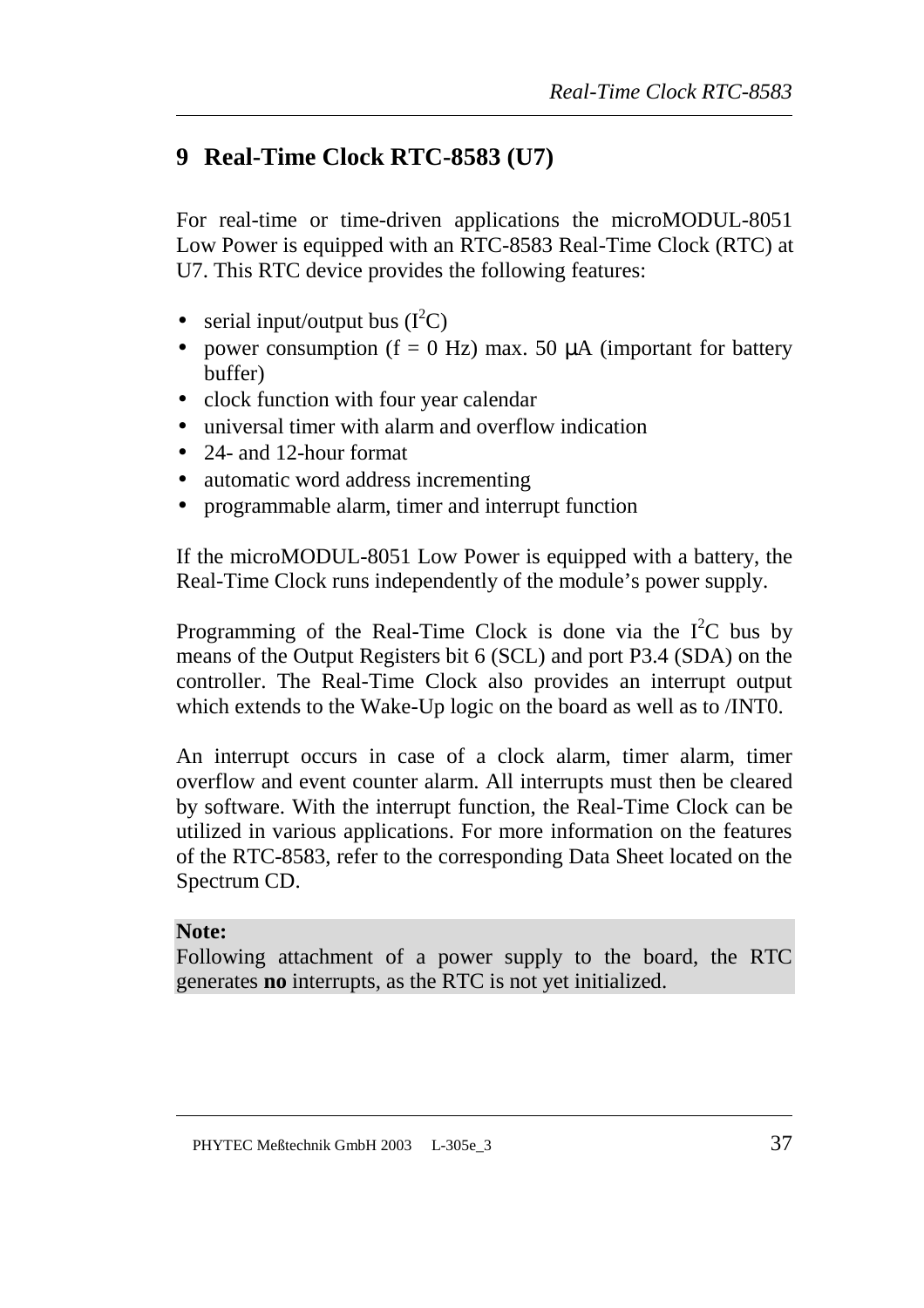# 9 Real-Time Clock RTC-8583 (U7)

For real-time or time-driven applications the microMODUL-8051 Low Power is equipped with an RTC-8583 Real-Time Clock (RTC) at U7. This RTC device provides the following features:

- serial input/output bus ($I^2C$)
- power consumption (f = 0 Hz) max. 50 μA (important for battery buffer)
- clock function with four year calendar
- universal timer with alarm and overflow indication
- 24- and 12-hour format
- automatic word address incrementing
- programmable alarm, timer and interrupt function

If the microMODUL-8051 Low Power is equipped with a battery, the Real-Time Clock runs independently of the module's power supply.

Programming of the Real-Time Clock is done via the $I^2C$ bus by means of the Output Registers bit 6 (SCL) and port P3.4 (SDA) on the controller. The Real-Time Clock also provides an interrupt output which extends to the Wake-Up logic on the board as well as to /INT0.

An interrupt occurs in case of a clock alarm, timer alarm, timer overflow and event counter alarm. All interrupts must then be cleared by software. With the interrupt function, the Real-Time Clock can be utilized in various applications. For more information on the features of the RTC-8583, refer to the corresponding Data Sheet located on the Spectrum CD.

**Note:**
Following attachment of a power supply to the board, the RTC generates **no** interrupts, as the RTC is not yet initialized.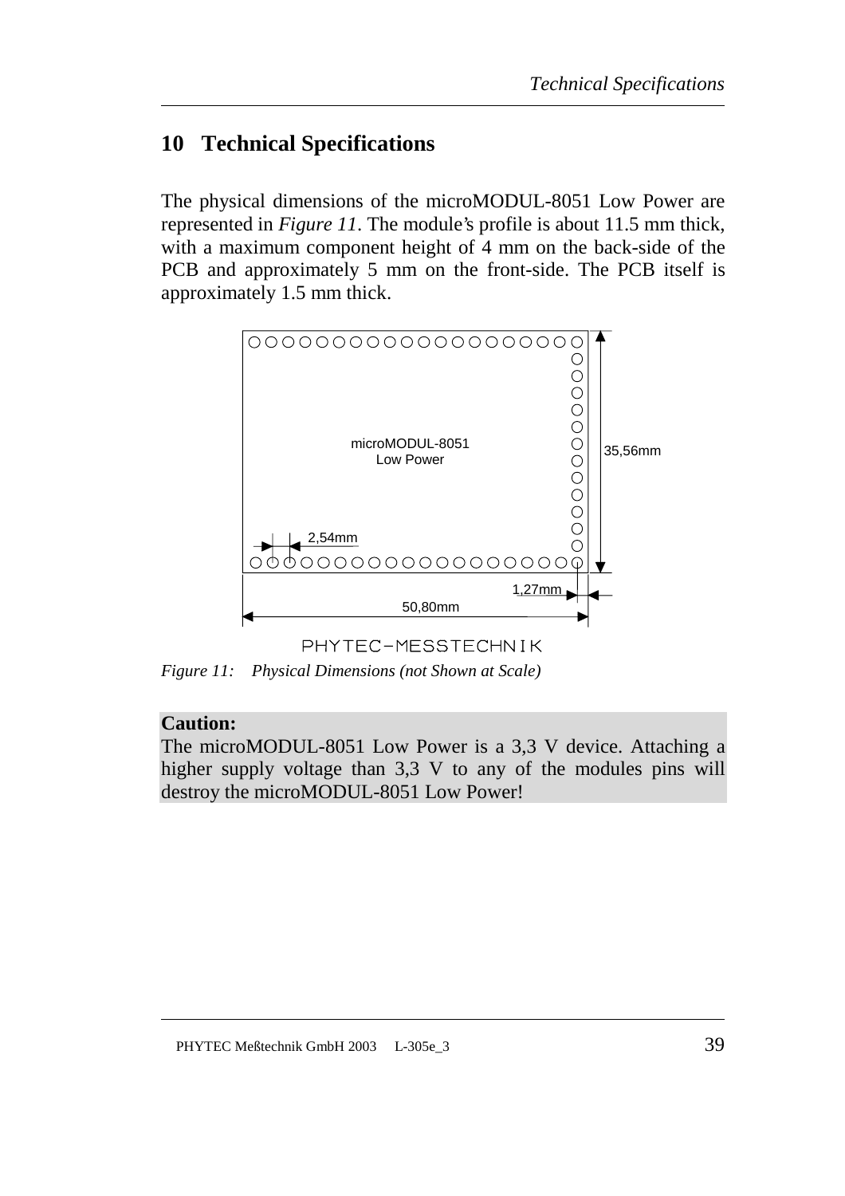# 10 Technical Specifications

The physical dimensions of the microMODUL-8051 Low Power are represented in *Figure 11*. The module's profile is about 11.5 mm thick, with a maximum component height of 4 mm on the back-side of the PCB and approximately 5 mm on the front-side. The PCB itself is approximately 1.5 mm thick.

*Figure 11: Physical Dimensions (not Shown at Scale)*

**Caution:**
The microMODUL-8051 Low Power is a 3,3 V device. Attaching a higher supply voltage than 3,3 V to any of the modules pins will destroy the microMODUL-8051 Low Power!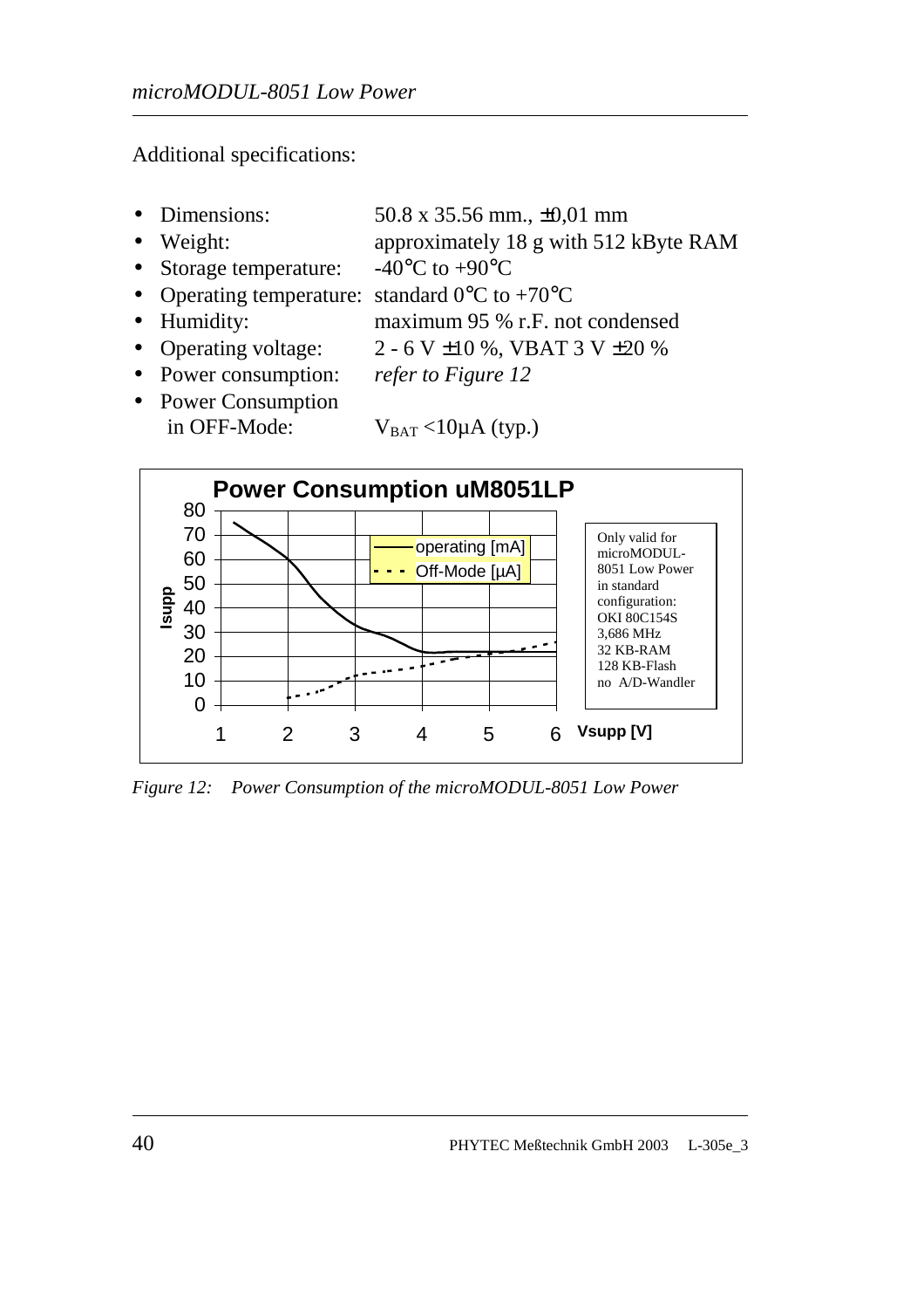Additional specifications:

- Dimensions: 50.8 x 35.56 mm., ±0,01 mm
- Weight: approximately 18 g with 512 kByte RAM
- Storage temperature: -40°C to +90°C
- Operating temperature: standard 0°C to +70°C
- Humidity: maximum 95 % r.F. not condensed
- Operating voltage: 2 - 6 V ±10 %, VBAT 3 V ±20 %
- Power consumption: *refer to Figure 12*
- Power Consumption in OFF-Mode: $V_{BAT}$ <10µA (typ.)

*Figure 12: Power Consumption of the microMODUL-8051 Low Power*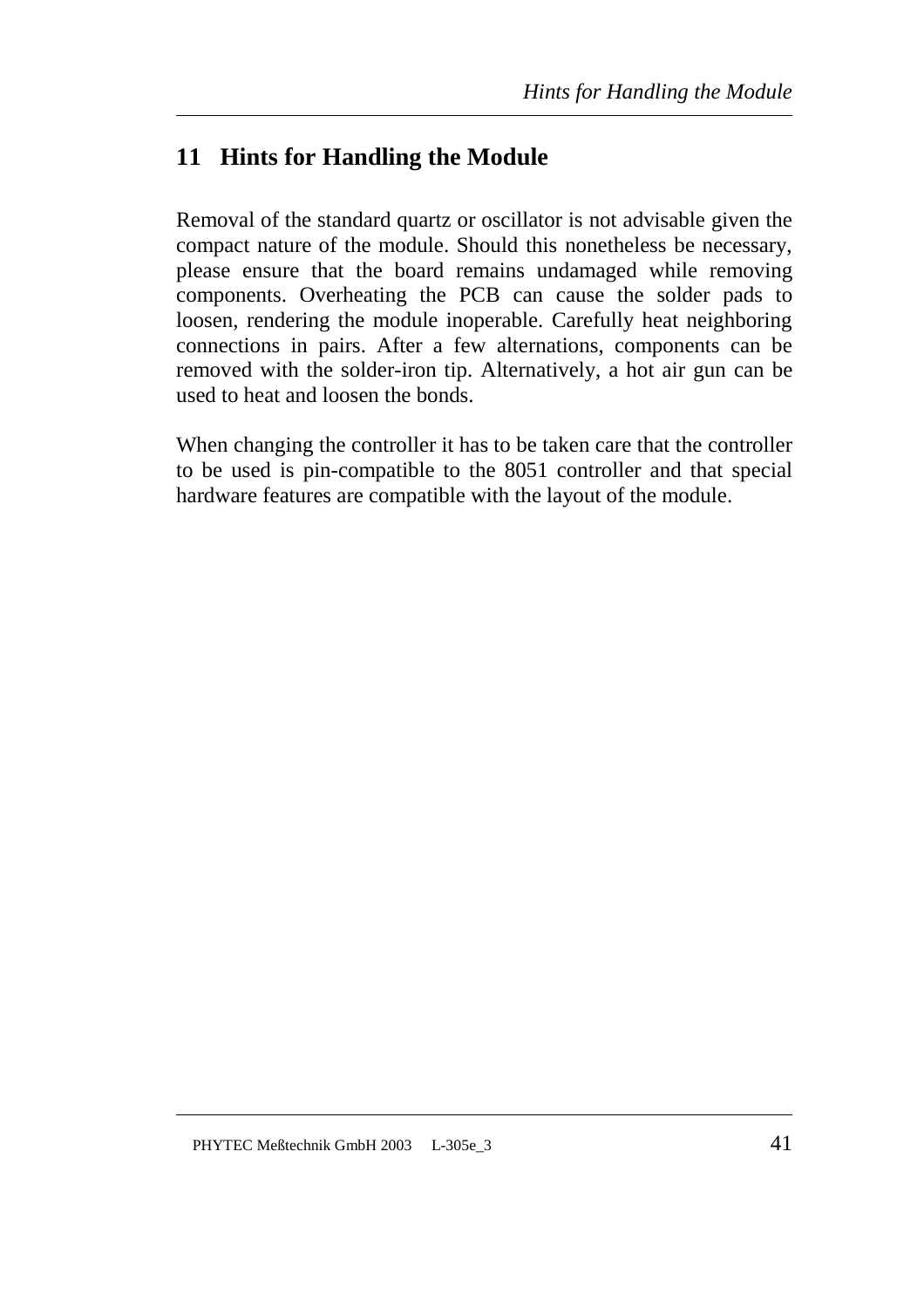# 11 Hints for Handling the Module

Removal of the standard quartz or oscillator is not advisable given the compact nature of the module. Should this nonetheless be necessary, please ensure that the board remains undamaged while removing components. Overheating the PCB can cause the solder pads to loosen, rendering the module inoperable. Carefully heat neighboring connections in pairs. After a few alternations, components can be removed with the solder-iron tip. Alternatively, a hot air gun can be used to heat and loosen the bonds.

When changing the controller it has to be taken care that the controller to be used is pin-compatible to the 8051 controller and that special hardware features are compatible with the layout of the module.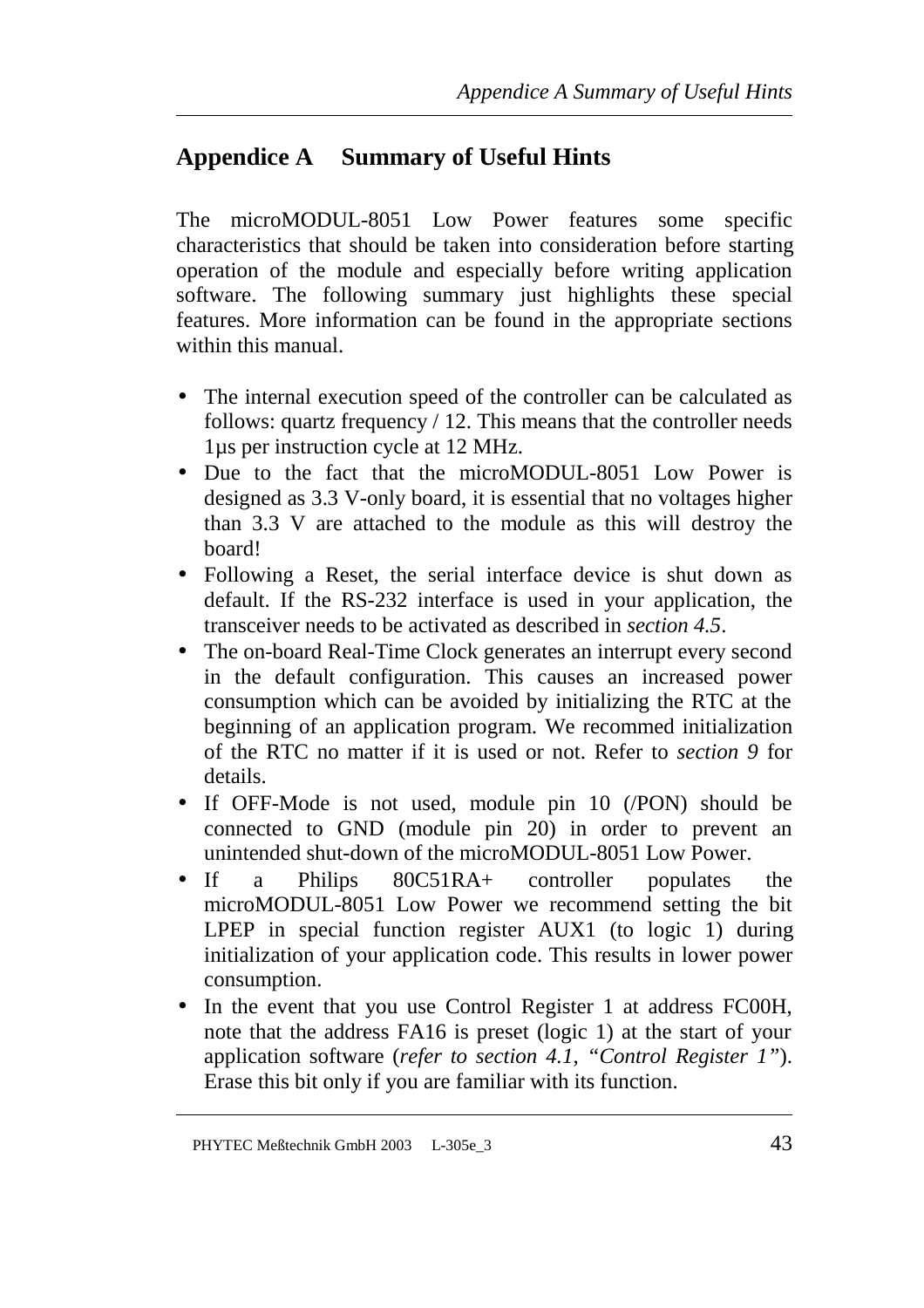# Appendice A Summary of Useful Hints

The microMODUL-8051 Low Power features some specific characteristics that should be taken into consideration before starting operation of the module and especially before writing application software. The following summary just highlights these special features. More information can be found in the appropriate sections within this manual.

- The internal execution speed of the controller can be calculated as follows: quartz frequency / 12. This means that the controller needs 1µs per instruction cycle at 12 MHz.
- Due to the fact that the microMODUL-8051 Low Power is designed as 3.3 V-only board, it is essential that no voltages higher than 3.3 V are attached to the module as this will destroy the board!
- Following a Reset, the serial interface device is shut down as default. If the RS-232 interface is used in your application, the transceiver needs to be activated as described in *section 4.5*.
- The on-board Real-Time Clock generates an interrupt every second in the default configuration. This causes an increased power consumption which can be avoided by initializing the RTC at the beginning of an application program. We recommed initialization of the RTC no matter if it is used or not. Refer to *section 9* for details.
- If OFF-Mode is not used, module pin 10 (/PON) should be connected to GND (module pin 20) in order to prevent an unintended shut-down of the microMODUL-8051 Low Power.
- If a Philips 80C51RA+ controller populates the microMODUL-8051 Low Power we recommend setting the bit LPEP in special function register AUX1 (to logic 1) during initialization of your application code. This results in lower power consumption.
- In the event that you use Control Register 1 at address FC00H, note that the address FA16 is preset (logic 1) at the start of your application software (*refer to section 4.1, "Control Register 1"*). Erase this bit only if you are familiar with its function.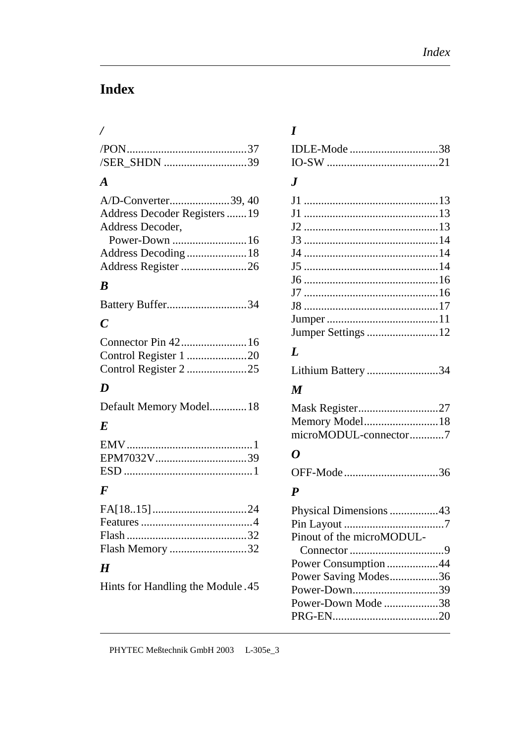# Index

### /

/PON ........................................ 37
/SER_SHDN ............................. 39

### A

A/D-Converter ..................... 39, 40
Address Decoder Registers ....... 19
Address Decoder,
  Power-Down .......................... 16
Address Decoding ..................... 18
Address Register ....................... 26

### B

Battery Buffer ............................ 34

### C

Connector Pin 42 ....................... 16
Control Register 1 ..................... 20
Control Register 2 ..................... 25

### D

Default Memory Model ............. 18

### E

EMV ............................................ 1
EPM7032V ................................ 39
ESD ............................................. 1

### F

FA[18..15] ................................. 24
Features ....................................... 4
Flash .......................................... 32
Flash Memory ........................... 32

### H

Hints for Handling the Module . 45

### I

IDLE-Mode ............................... 38
IO-SW ....................................... 21

### J

J1 ............................................... 13
J1 ............................................... 13
J2 ............................................... 13
J3 ............................................... 14
J4 ............................................... 14
J5 ............................................... 14
J6 ............................................... 16
J7 ............................................... 16
J8 ............................................... 17
Jumper ....................................... 11
Jumper Settings ......................... 12

### L

Lithium Battery ......................... 34

### M

Mask Register ............................ 27
Memory Model .......................... 18
microMODUL-connector ............ 7

### O

OFF-Mode ................................. 36

### P

Physical Dimensions ................. 43
Pin Layout ................................... 7
Pinout of the microMODUL-
  Connector ................................. 9
Power Consumption .................. 44
Power Saving Modes ................. 36
Power-Down .............................. 39
Power-Down Mode ................... 38
PRG-EN ..................................... 20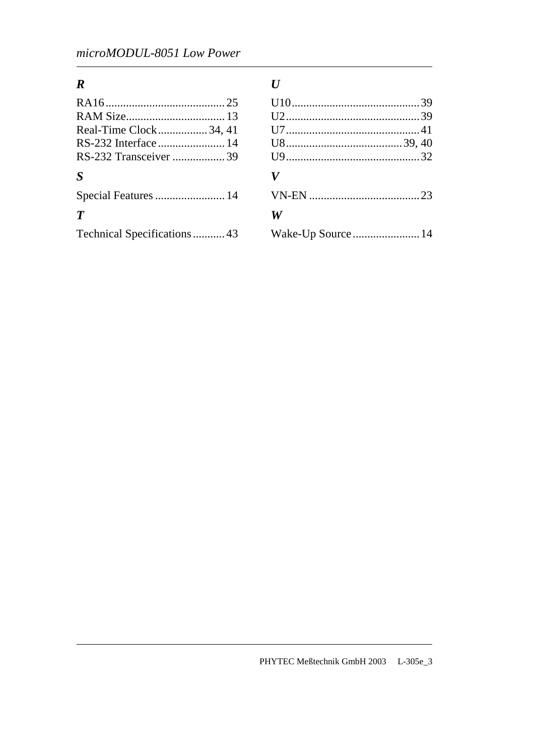### *R*

RA16 ........................................ 25
RAM Size.................................. 13
Real-Time Clock................. 34, 41
RS-232 Interface....................... 14
RS-232 Transceiver .................. 39

### *S*

Special Features ........................ 14

### *T*

Technical Specifications........... 43

### *U*

U10............................................ 39
U2.............................................. 39
U7.............................................. 41
U8........................................ 39, 40
U9.............................................. 32

### *V*

VN-EN ...................................... 23

### *W*

Wake-Up Source ....................... 14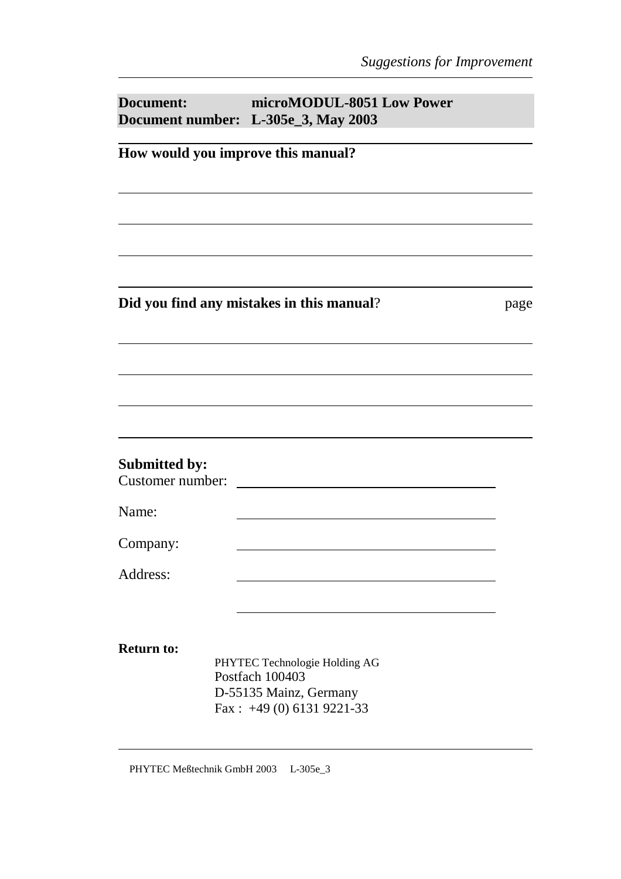**Document:** microMODUL-8051 Low Power
**Document number:** L-305e_3, May 2003

---

**How would you improve this manual?**

---

**Did you find any mistakes in this manual?** page

---

**Submitted by:**

Customer number: \_\_\_\_\_\_\_\_\_\_\_\_\_\_\_\_\_\_\_\_\_\_\_\_

Name: \_\_\_\_\_\_\_\_\_\_\_\_\_\_\_\_\_\_\_\_\_\_\_\_

Company: \_\_\_\_\_\_\_\_\_\_\_\_\_\_\_\_\_\_\_\_\_\_\_\_

Address: \_\_\_\_\_\_\_\_\_\_\_\_\_\_\_\_\_\_\_\_\_\_\_\_

**Return to:**

PHYTEC Technologie Holding AG
Postfach 100403
D-55135 Mainz, Germany
Fax : +49 (0) 6131 9221-33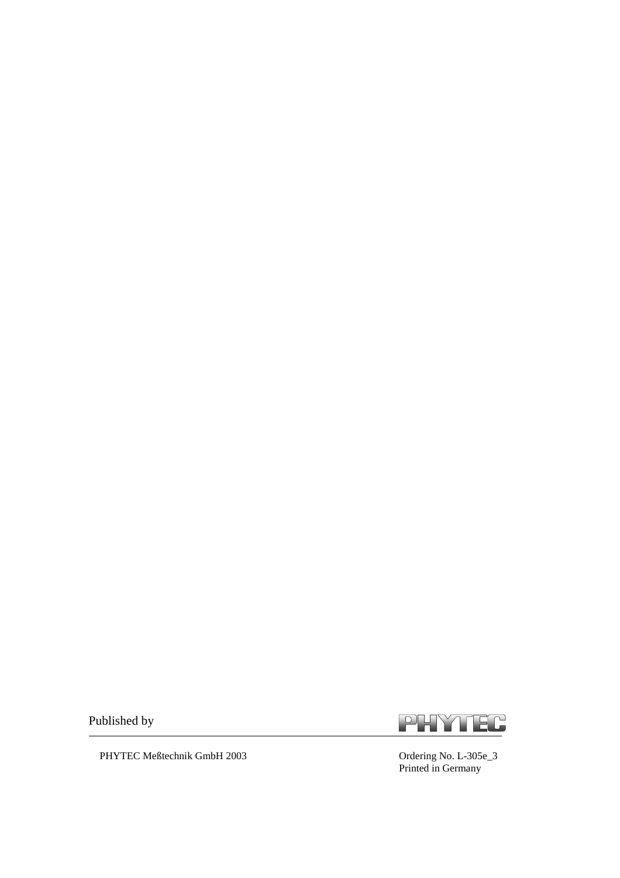Published by

PHYTEC

---

PHYTEC Meßtechnik GmbH 2003

Ordering No. L-305e_3
Printed in Germany